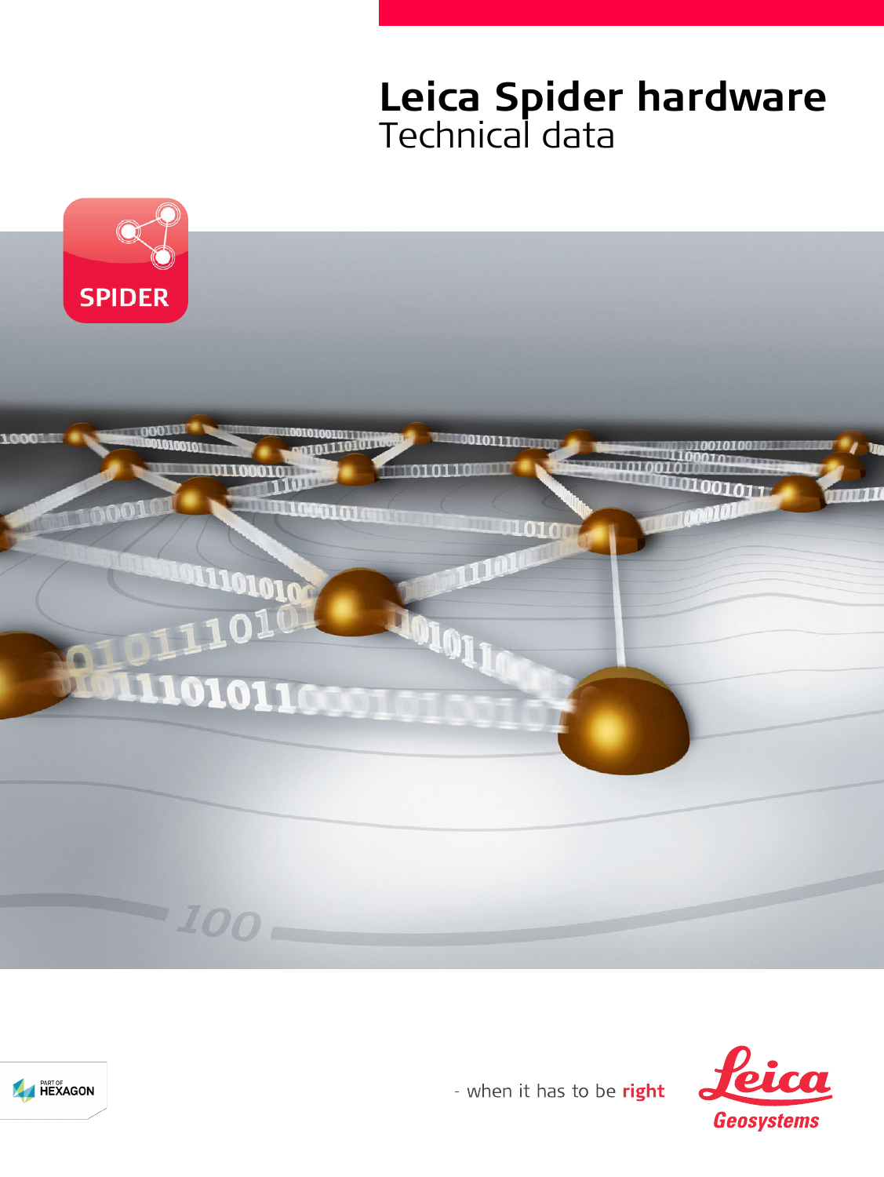# Leica Spider hardware

Technical data

SPIDER

PART OF HEXAGON

- when it has to be **right**

Leica Geosystems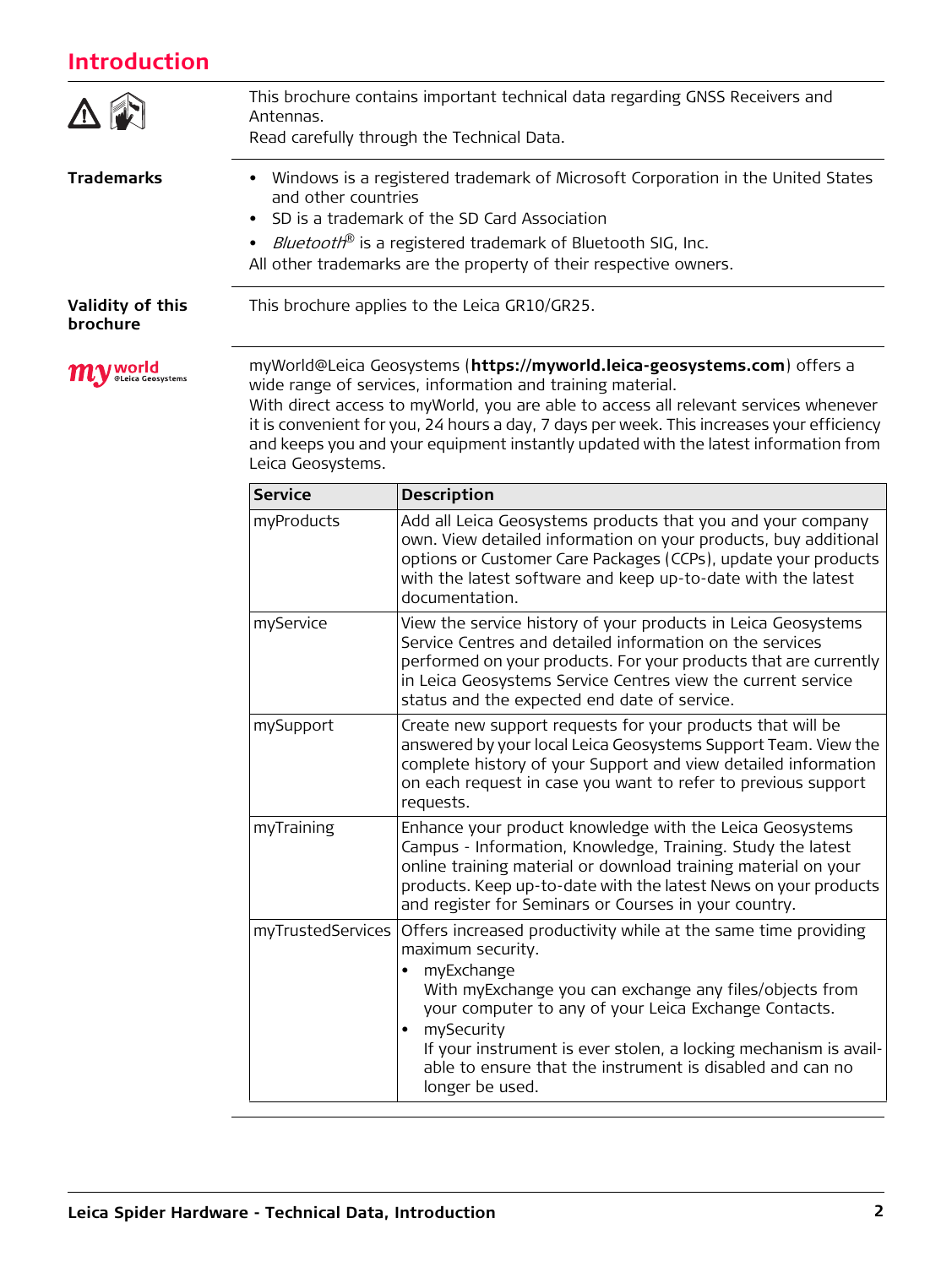# Introduction

This brochure contains important technical data regarding GNSS Receivers and Antennas.
Read carefully through the Technical Data.

**Trademarks**

- Windows is a registered trademark of Microsoft Corporation in the United States and other countries
- SD is a trademark of the SD Card Association
- *Bluetooth*® is a registered trademark of Bluetooth SIG, Inc.

All other trademarks are the property of their respective owners.

**Validity of this brochure**

This brochure applies to the Leica GR10/GR25.

myWorld@Leica Geosystems (**https://myworld.leica-geosystems.com**) offers a wide range of services, information and training material.
With direct access to myWorld, you are able to access all relevant services whenever it is convenient for you, 24 hours a day, 7 days per week. This increases your efficiency and keeps you and your equipment instantly updated with the latest information from Leica Geosystems.

| Service | Description |
|---|---|
| myProducts | Add all Leica Geosystems products that you and your company own. View detailed information on your products, buy additional options or Customer Care Packages (CCPs), update your products with the latest software and keep up-to-date with the latest documentation. |
| myService | View the service history of your products in Leica Geosystems Service Centres and detailed information on the services performed on your products. For your products that are currently in Leica Geosystems Service Centres view the current service status and the expected end date of service. |
| mySupport | Create new support requests for your products that will be answered by your local Leica Geosystems Support Team. View the complete history of your Support and view detailed information on each request in case you want to refer to previous support requests. |
| myTraining | Enhance your product knowledge with the Leica Geosystems Campus - Information, Knowledge, Training. Study the latest online training material or download training material on your products. Keep up-to-date with the latest News on your products and register for Seminars or Courses in your country. |
| myTrustedServices | Offers increased productivity while at the same time providing maximum security. • myExchange: With myExchange you can exchange any files/objects from your computer to any of your Leica Exchange Contacts. • mySecurity: If your instrument is ever stolen, a locking mechanism is available to ensure that the instrument is disabled and can no longer be used. |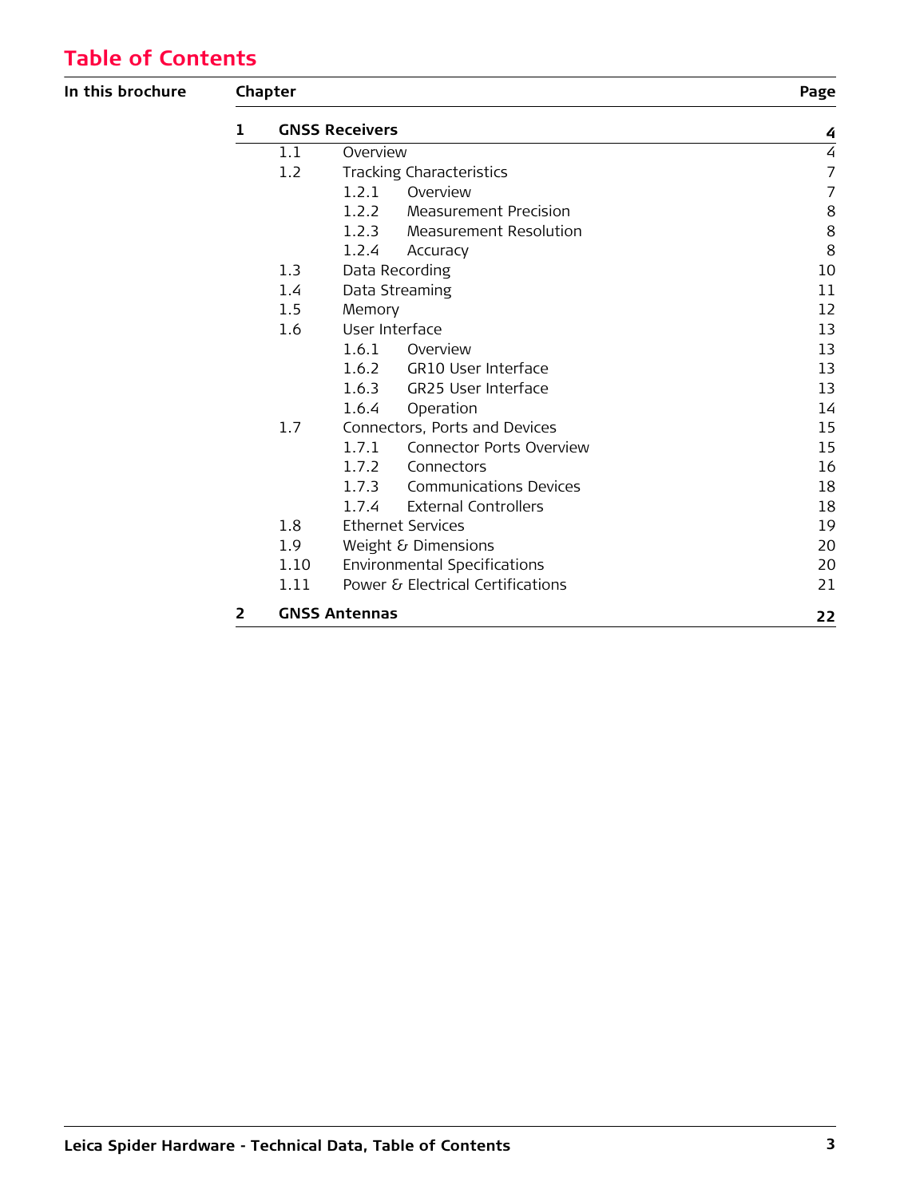# Table of Contents

| In this brochure | Chapter | | | Page |
|---|---|---|---|---|
| | **1** | **GNSS Receivers** | | **4** |
| | 1.1 | Overview | | 4 |
| | 1.2 | Tracking Characteristics | | 7 |
| | | 1.2.1 | Overview | 7 |
| | | 1.2.2 | Measurement Precision | 8 |
| | | 1.2.3 | Measurement Resolution | 8 |
| | | 1.2.4 | Accuracy | 8 |
| | 1.3 | Data Recording | | 10 |
| | 1.4 | Data Streaming | | 11 |
| | 1.5 | Memory | | 12 |
| | 1.6 | User Interface | | 13 |
| | | 1.6.1 | Overview | 13 |
| | | 1.6.2 | GR10 User Interface | 13 |
| | | 1.6.3 | GR25 User Interface | 13 |
| | | 1.6.4 | Operation | 14 |
| | 1.7 | Connectors, Ports and Devices | | 15 |
| | | 1.7.1 | Connector Ports Overview | 15 |
| | | 1.7.2 | Connectors | 16 |
| | | 1.7.3 | Communications Devices | 18 |
| | | 1.7.4 | External Controllers | 18 |
| | 1.8 | Ethernet Services | | 19 |
| | 1.9 | Weight & Dimensions | | 20 |
| | 1.10 | Environmental Specifications | | 20 |
| | 1.11 | Power & Electrical Certifications | | 21 |
| | **2** | **GNSS Antennas** | | **22** |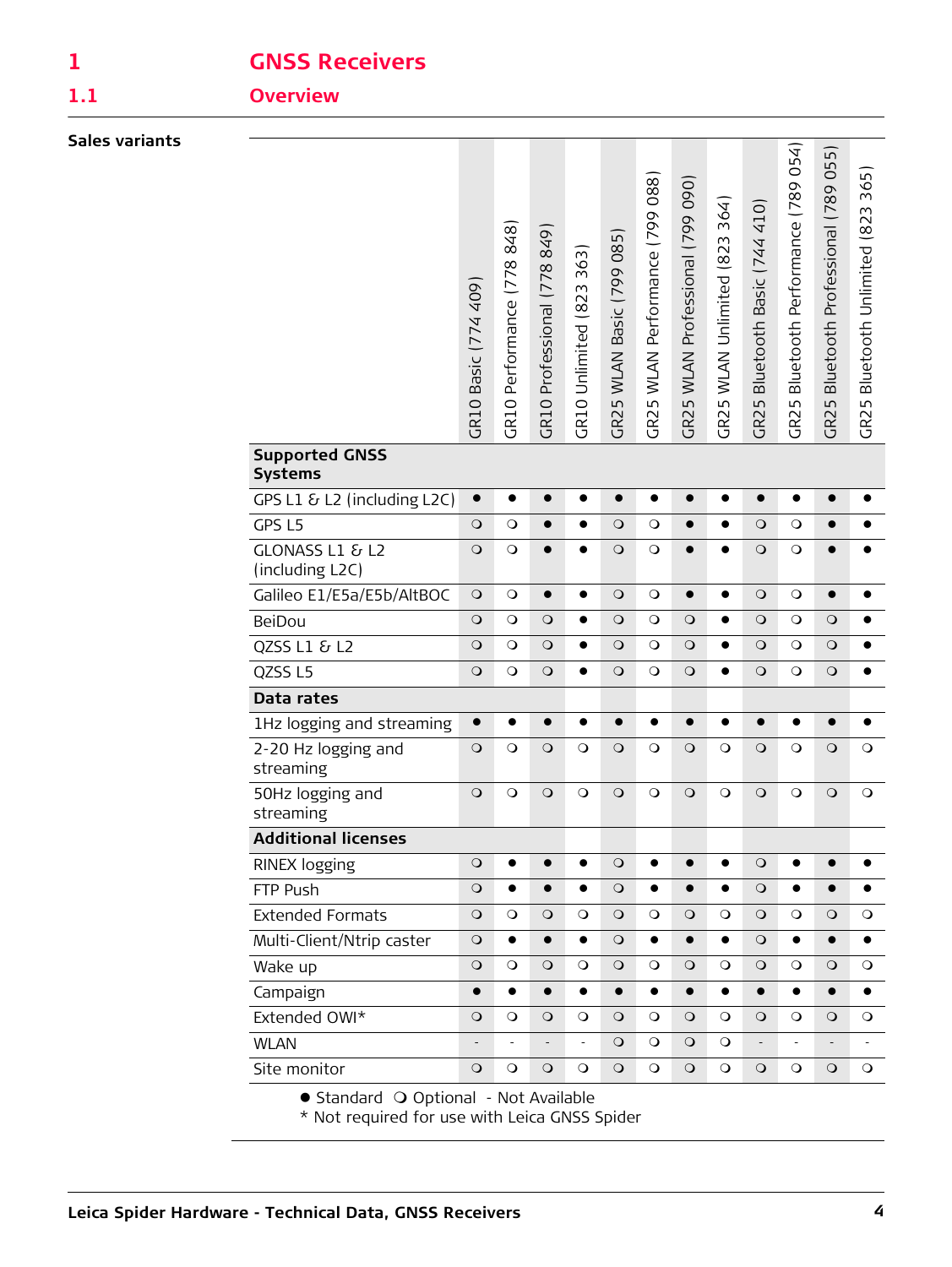# 1 GNSS Receivers

## 1.1 Overview

**Sales variants**

| | GR10 Basic (774 409) | GR10 Performance (778 848) | GR10 Professional (778 849) | GR10 Unlimited (823 363) | GR25 WLAN Basic (799 085) | GR25 WLAN Performance (799 088) | GR25 WLAN Professional (799 090) | GR25 WLAN Unlimited (823 364) | GR25 Bluetooth Basic (744 410) | GR25 Bluetooth Performance (789 054) | GR25 Bluetooth Professional (789 055) | GR25 Bluetooth Unlimited (823 365) |
|---|---|---|---|---|---|---|---|---|---|---|---|---|
| **Supported GNSS Systems** | | | | | | | | | | | | |
| GPS L1 & L2 (including L2C) | ● | ● | ● | ● | ● | ● | ● | ● | ● | ● | ● | ● |
| GPS L5 | ❍ | ❍ | ● | ● | ❍ | ❍ | ● | ● | ❍ | ❍ | ● | ● |
| GLONASS L1 & L2 (including L2C) | ❍ | ❍ | ● | ● | ❍ | ❍ | ● | ● | ❍ | ❍ | ● | ● |
| Galileo E1/E5a/E5b/AltBOC | ❍ | ❍ | ● | ● | ❍ | ❍ | ● | ● | ❍ | ❍ | ● | ● |
| BeiDou | ❍ | ❍ | ❍ | ● | ❍ | ❍ | ❍ | ● | ❍ | ❍ | ❍ | ● |
| QZSS L1 & L2 | ❍ | ❍ | ❍ | ● | ❍ | ❍ | ❍ | ● | ❍ | ❍ | ❍ | ● |
| QZSS L5 | ❍ | ❍ | ❍ | ● | ❍ | ❍ | ❍ | ● | ❍ | ❍ | ❍ | ● |
| **Data rates** | | | | | | | | | | | | |
| 1Hz logging and streaming | ● | ● | ● | ● | ● | ● | ● | ● | ● | ● | ● | ● |
| 2-20 Hz logging and streaming | ❍ | ❍ | ❍ | ❍ | ❍ | ❍ | ❍ | ❍ | ❍ | ❍ | ❍ | ❍ |
| 50Hz logging and streaming | ❍ | ❍ | ❍ | ❍ | ❍ | ❍ | ❍ | ❍ | ❍ | ❍ | ❍ | ❍ |
| **Additional licenses** | | | | | | | | | | | | |
| RINEX logging | ❍ | ● | ● | ● | ❍ | ● | ● | ● | ❍ | ● | ● | ● |
| FTP Push | ❍ | ● | ● | ● | ❍ | ● | ● | ● | ❍ | ● | ● | ● |
| Extended Formats | ❍ | ❍ | ❍ | ❍ | ❍ | ❍ | ❍ | ❍ | ❍ | ❍ | ❍ | ❍ |
| Multi-Client/Ntrip caster | ❍ | ● | ● | ● | ❍ | ● | ● | ● | ❍ | ● | ● | ● |
| Wake up | ❍ | ❍ | ❍ | ❍ | ❍ | ❍ | ❍ | ❍ | ❍ | ❍ | ❍ | ❍ |
| Campaign | ● | ● | ● | ● | ● | ● | ● | ● | ● | ● | ● | ● |
| Extended OWI* | ❍ | ❍ | ❍ | ❍ | ❍ | ❍ | ❍ | ❍ | ❍ | ❍ | ❍ | ❍ |
| WLAN | - | - | - | - | ❍ | ❍ | ❍ | ❍ | - | - | - | - |
| Site monitor | ❍ | ❍ | ❍ | ❍ | ❍ | ❍ | ❍ | ❍ | ❍ | ❍ | ❍ | ❍ |

● Standard ❍ Optional - Not Available
\* Not required for use with Leica GNSS Spider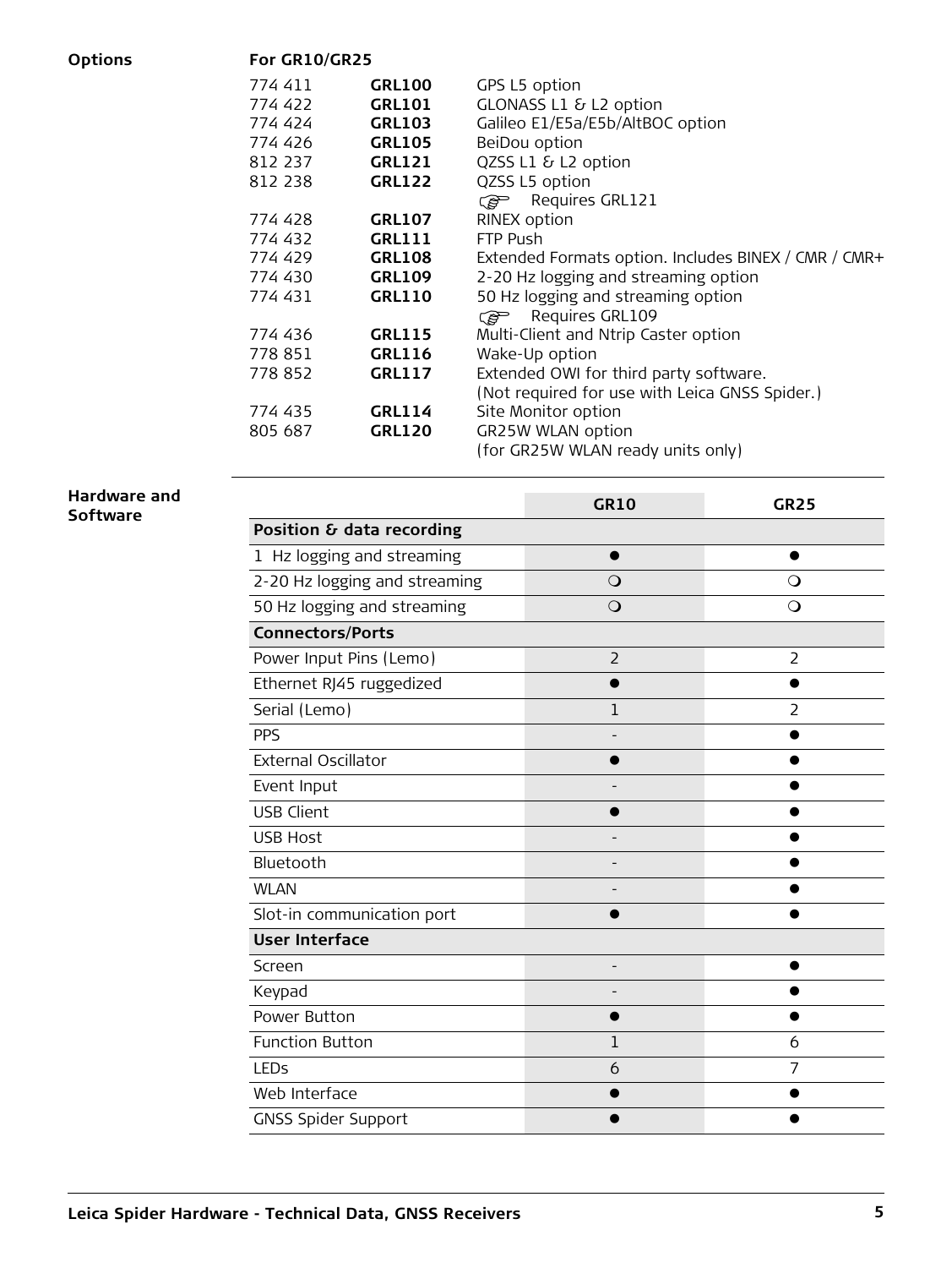## Options

**For GR10/GR25**

| | | |
|---|---|---|
| 774 411 | **GRL100** | GPS L5 option |
| 774 422 | **GRL101** | GLONASS L1 & L2 option |
| 774 424 | **GRL103** | Galileo E1/E5a/E5b/AltBOC option |
| 774 426 | **GRL105** | BeiDou option |
| 812 237 | **GRL121** | QZSS L1 & L2 option |
| 812 238 | **GRL122** | QZSS L5 option<br>☞ Requires GRL121 |
| 774 428 | **GRL107** | RINEX option |
| 774 432 | **GRL111** | FTP Push |
| 774 429 | **GRL108** | Extended Formats option. Includes BINEX / CMR / CMR+ |
| 774 430 | **GRL109** | 2-20 Hz logging and streaming option |
| 774 431 | **GRL110** | 50 Hz logging and streaming option<br>☞ Requires GRL109 |
| 774 436 | **GRL115** | Multi-Client and Ntrip Caster option |
| 778 851 | **GRL116** | Wake-Up option |
| 778 852 | **GRL117** | Extended OWI for third party software.<br>(Not required for use with Leica GNSS Spider.) |
| 774 435 | **GRL114** | Site Monitor option |
| 805 687 | **GRL120** | GR25W WLAN option<br>(for GR25W WLAN ready units only) |

## Hardware and Software

| | **GR10** | **GR25** |
|---|---|---|
| **Position & data recording** | | |
| 1 Hz logging and streaming | ● | ● |
| 2-20 Hz logging and streaming | ❍ | ❍ |
| 50 Hz logging and streaming | ❍ | ❍ |
| **Connectors/Ports** | | |
| Power Input Pins (Lemo) | 2 | 2 |
| Ethernet RJ45 ruggedized | ● | ● |
| Serial (Lemo) | 1 | 2 |
| PPS | - | ● |
| External Oscillator | ● | ● |
| Event Input | - | ● |
| USB Client | ● | ● |
| USB Host | - | ● |
| Bluetooth | - | ● |
| WLAN | - | ● |
| Slot-in communication port | ● | ● |
| **User Interface** | | |
| Screen | - | ● |
| Keypad | - | ● |
| Power Button | ● | ● |
| Function Button | 1 | 6 |
| LEDs | 6 | 7 |
| Web Interface | ● | ● |
| GNSS Spider Support | ● | ● |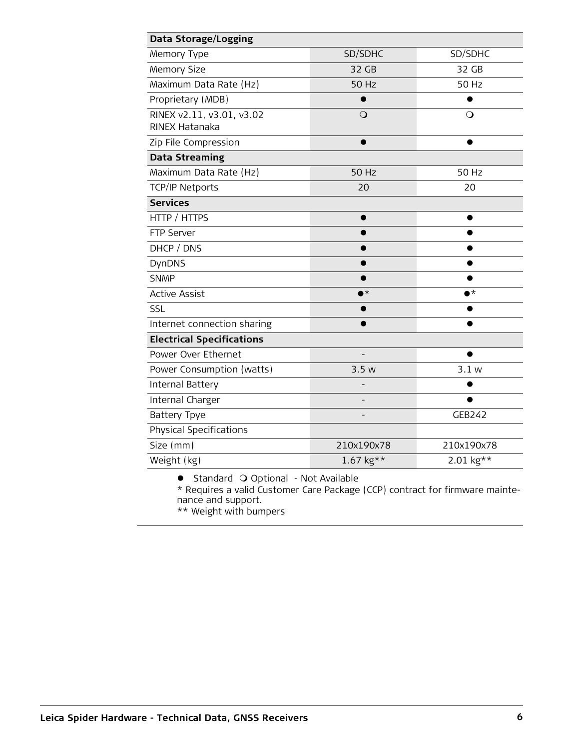| Data Storage/Logging | | |
|---|---|---|
| Memory Type | SD/SDHC | SD/SDHC |
| Memory Size | 32 GB | 32 GB |
| Maximum Data Rate (Hz) | 50 Hz | 50 Hz |
| Proprietary (MDB) | ● | ● |
| RINEX v2.11, v3.01, v3.02 RINEX Hatanaka | ❍ | ❍ |
| Zip File Compression | ● | ● |
| **Data Streaming** | | |
| Maximum Data Rate (Hz) | 50 Hz | 50 Hz |
| TCP/IP Netports | 20 | 20 |
| **Services** | | |
| HTTP / HTTPS | ● | ● |
| FTP Server | ● | ● |
| DHCP / DNS | ● | ● |
| DynDNS | ● | ● |
| SNMP | ● | ● |
| Active Assist | ●* | ●* |
| SSL | ● | ● |
| Internet connection sharing | ● | ● |
| **Electrical Specifications** | | |
| Power Over Ethernet | - | ● |
| Power Consumption (watts) | 3.5 w | 3.1 w |
| Internal Battery | - | ● |
| Internal Charger | - | ● |
| Battery Tpye | - | GEB242 |
| Physical Specifications | | |
| Size (mm) | 210x190x78 | 210x190x78 |
| Weight (kg) | 1.67 kg** | 2.01 kg** |

● Standard ❍ Optional - Not Available

* Requires a valid Customer Care Package (CCP) contract for firmware maintenance and support.

** Weight with bumpers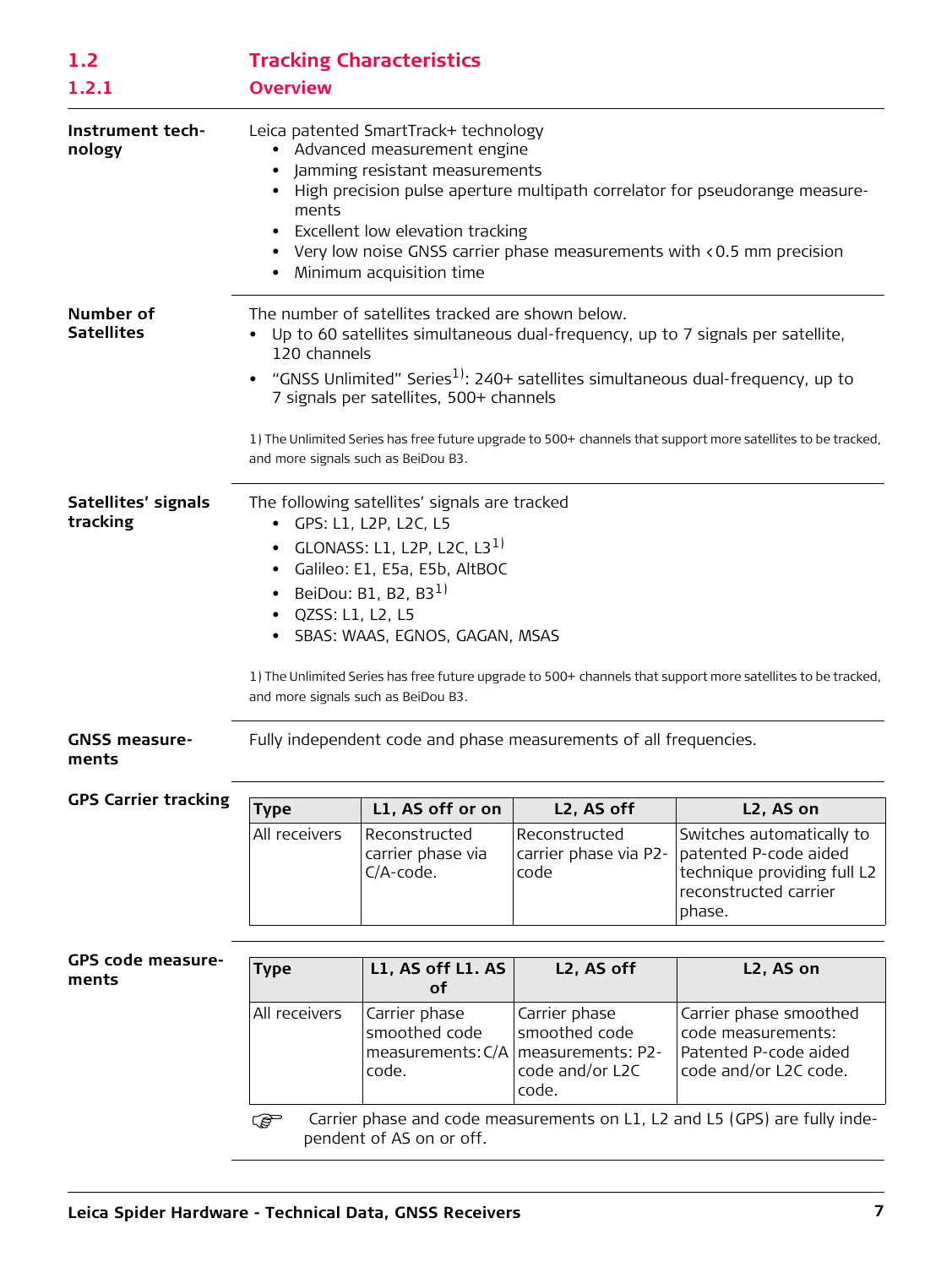## 1.2 Tracking Characteristics

### 1.2.1 Overview

**Instrument technology**

Leica patented SmartTrack+ technology

- Advanced measurement engine
- Jamming resistant measurements
- High precision pulse aperture multipath correlator for pseudorange measurements
- Excellent low elevation tracking
- Very low noise GNSS carrier phase measurements with <0.5 mm precision
- Minimum acquisition time

**Number of Satellites**

The number of satellites tracked are shown below.

- Up to 60 satellites simultaneous dual-frequency, up to 7 signals per satellite, 120 channels
- "GNSS Unlimited" Series[1]: 240+ satellites simultaneous dual-frequency, up to 7 signals per satellites, 500+ channels

1) The Unlimited Series has free future upgrade to 500+ channels that support more satellites to be tracked, and more signals such as BeiDou B3.

**Satellites' signals tracking**

The following satellites' signals are tracked

- GPS: L1, L2P, L2C, L5
- GLONASS: L1, L2P, L2C, L3[1]
- Galileo: E1, E5a, E5b, AltBOC
- BeiDou: B1, B2, B3[1]
- QZSS: L1, L2, L5
- SBAS: WAAS, EGNOS, GAGAN, MSAS

1) The Unlimited Series has free future upgrade to 500+ channels that support more satellites to be tracked, and more signals such as BeiDou B3.

**GNSS measurements**

Fully independent code and phase measurements of all frequencies.

**GPS Carrier tracking**

| Type | L1, AS off or on | L2, AS off | L2, AS on |
|---|---|---|---|
| All receivers | Reconstructed carrier phase via C/A-code. | Reconstructed carrier phase via P2-code | Switches automatically to patented P-code aided technique providing full L2 reconstructed carrier phase. |

**GPS code measurements**

| Type | L1, AS off L1. AS of | L2, AS off | L2, AS on |
|---|---|---|---|
| All receivers | Carrier phase smoothed code measurements: C/A code. | Carrier phase smoothed code measurements: P2-code and/or L2C code. | Carrier phase smoothed code measurements: Patented P-code aided code and/or L2C code. |

☞ Carrier phase and code measurements on L1, L2 and L5 (GPS) are fully independent of AS on or off.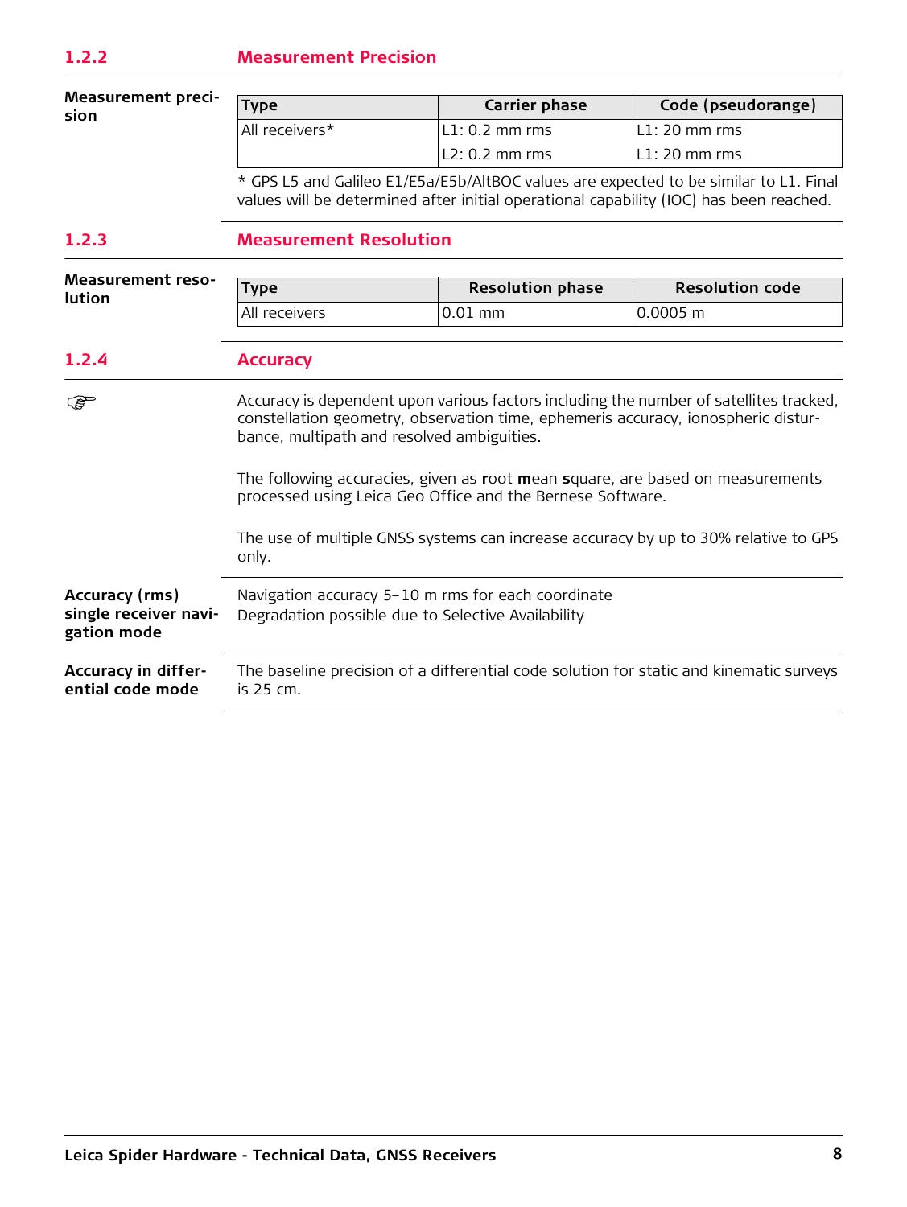### 1.2.2 Measurement Precision

**Measurement precision**

| Type | Carrier phase | Code (pseudorange) |
|---|---|---|
| All receivers* | L1: 0.2 mm rms | L1: 20 mm rms |
| | L2: 0.2 mm rms | L1: 20 mm rms |

* GPS L5 and Galileo E1/E5a/E5b/AltBOC values are expected to be similar to L1. Final values will be determined after initial operational capability (IOC) has been reached.

### 1.2.3 Measurement Resolution

**Measurement resolution**

| Type | Resolution phase | Resolution code |
|---|---|---|
| All receivers | 0.01 mm | 0.0005 m |

### 1.2.4 Accuracy

☞ Accuracy is dependent upon various factors including the number of satellites tracked, constellation geometry, observation time, ephemeris accuracy, ionospheric disturbance, multipath and resolved ambiguities.

The following accuracies, given as **r**oot **m**ean **s**quare, are based on measurements processed using Leica Geo Office and the Bernese Software.

The use of multiple GNSS systems can increase accuracy by up to 30% relative to GPS only.

**Accuracy (rms) single receiver navigation mode**

Navigation accuracy 5–10 m rms for each coordinate
Degradation possible due to Selective Availability

**Accuracy in differential code mode**

The baseline precision of a differential code solution for static and kinematic surveys is 25 cm.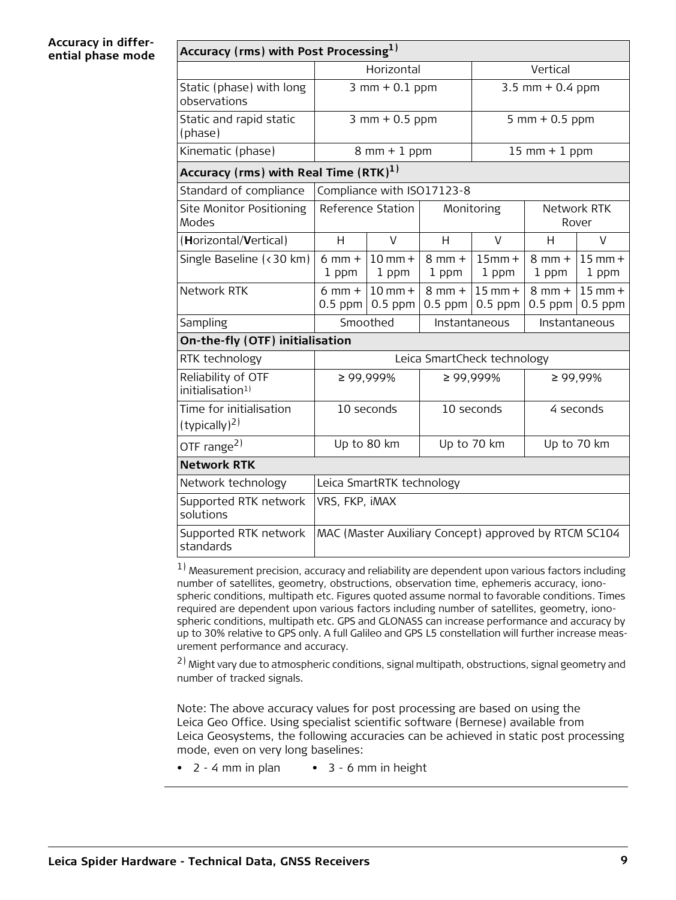**Accuracy in differential phase mode**

| Accuracy (rms) with Post Processing[1] | | | | | | |
|---|---|---|---|---|---|---|
| | Horizontal | | | Vertical | | |
| Static (phase) with long observations | 3 mm + 0.1 ppm | | | 3.5 mm + 0.4 ppm | | |
| Static and rapid static (phase) | 3 mm + 0.5 ppm | | | 5 mm + 0.5 ppm | | |
| Kinematic (phase) | 8 mm + 1 ppm | | | 15 mm + 1 ppm | | |
| **Accuracy (rms) with Real Time (RTK)[1]** | | | | | | |
| Standard of compliance | Compliance with ISO17123-8 | | | | | |
| Site Monitor Positioning Modes | Reference Station | | Monitoring | | Network RTK Rover | |
| (**H**orizontal/**V**ertical) | H | V | H | V | H | V |
| Single Baseline (<30 km) | 6 mm + 1 ppm | 10 mm + 1 ppm | 8 mm + 1 ppm | 15mm + 1 ppm | 8 mm + 1 ppm | 15 mm + 1 ppm |
| Network RTK | 6 mm + 0.5 ppm | 10 mm + 0.5 ppm | 8 mm + 0.5 ppm | 15 mm + 0.5 ppm | 8 mm + 0.5 ppm | 15 mm + 0.5 ppm |
| Sampling | Smoothed | | Instantaneous | | Instantaneous | |
| **On-the-fly (OTF) initialisation** | | | | | | |
| RTK technology | Leica SmartCheck technology | | | | | |
| Reliability of OTF initialisation[1] | ≥ 99,999% | | ≥ 99,999% | | ≥ 99,99% | |
| Time for initialisation (typically)[2] | 10 seconds | | 10 seconds | | 4 seconds | |
| OTF range[2] | Up to 80 km | | Up to 70 km | | Up to 70 km | |
| **Network RTK** | | | | | | |
| Network technology | Leica SmartRTK technology | | | | | |
| Supported RTK network solutions | VRS, FKP, iMAX | | | | | |
| Supported RTK network standards | MAC (Master Auxiliary Concept) approved by RTCM SC104 | | | | | |

[1] Measurement precision, accuracy and reliability are dependent upon various factors including number of satellites, geometry, obstructions, observation time, ephemeris accuracy, ionospheric conditions, multipath etc. Figures quoted assume normal to favorable conditions. Times required are dependent upon various factors including number of satellites, geometry, ionospheric conditions, multipath etc. GPS and GLONASS can increase performance and accuracy by up to 30% relative to GPS only. A full Galileo and GPS L5 constellation will further increase measurement performance and accuracy.

[2] Might vary due to atmospheric conditions, signal multipath, obstructions, signal geometry and number of tracked signals.

Note: The above accuracy values for post processing are based on using the Leica Geo Office. Using specialist scientific software (Bernese) available from Leica Geosystems, the following accuracies can be achieved in static post processing mode, even on very long baselines:

- 2 - 4 mm in plan
- 3 - 6 mm in height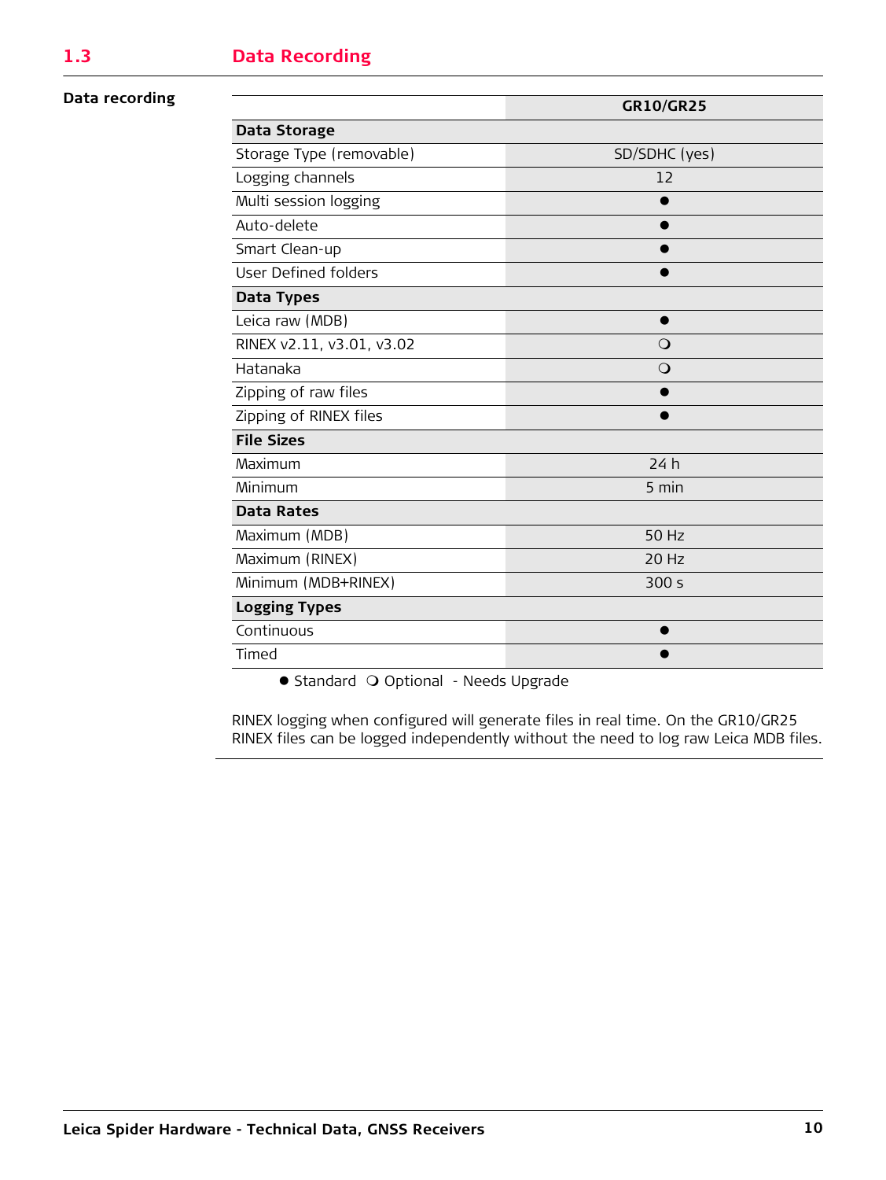## 1.3 Data Recording

**Data recording**

| | GR10/GR25 |
|---|---|
| **Data Storage** | |
| Storage Type (removable) | SD/SDHC (yes) |
| Logging channels | 12 |
| Multi session logging | ● |
| Auto-delete | ● |
| Smart Clean-up | ● |
| User Defined folders | ● |
| **Data Types** | |
| Leica raw (MDB) | ● |
| RINEX v2.11, v3.01, v3.02 | ❍ |
| Hatanaka | ❍ |
| Zipping of raw files | ● |
| Zipping of RINEX files | ● |
| **File Sizes** | |
| Maximum | 24 h |
| Minimum | 5 min |
| **Data Rates** | |
| Maximum (MDB) | 50 Hz |
| Maximum (RINEX) | 20 Hz |
| Minimum (MDB+RINEX) | 300 s |
| **Logging Types** | |
| Continuous | ● |
| Timed | ● |

● Standard ❍ Optional - Needs Upgrade

RINEX logging when configured will generate files in real time. On the GR10/GR25 RINEX files can be logged independently without the need to log raw Leica MDB files.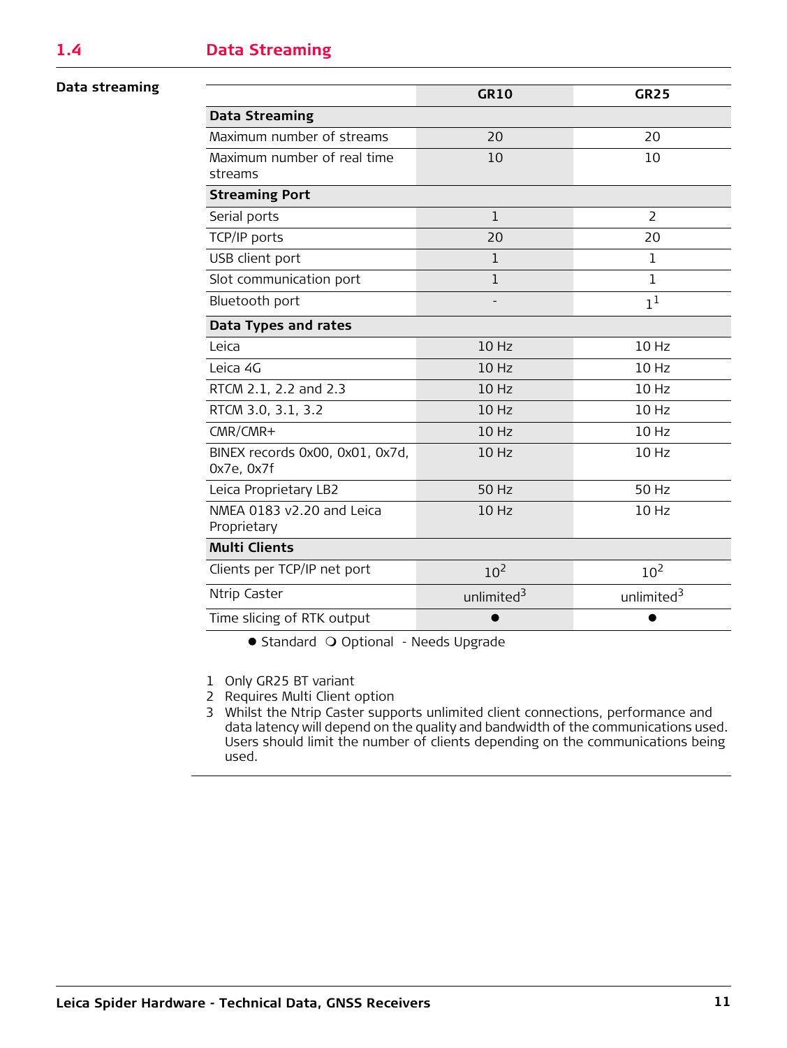## 1.4 Data Streaming

**Data streaming**

| | GR10 | GR25 |
|---|---|---|
| **Data Streaming** | | |
| Maximum number of streams | 20 | 20 |
| Maximum number of real time streams | 10 | 10 |
| **Streaming Port** | | |
| Serial ports | 1 | 2 |
| TCP/IP ports | 20 | 20 |
| USB client port | 1 | 1 |
| Slot communication port | 1 | 1 |
| Bluetooth port | - | 1[1] |
| **Data Types and rates** | | |
| Leica | 10 Hz | 10 Hz |
| Leica 4G | 10 Hz | 10 Hz |
| RTCM 2.1, 2.2 and 2.3 | 10 Hz | 10 Hz |
| RTCM 3.0, 3.1, 3.2 | 10 Hz | 10 Hz |
| CMR/CMR+ | 10 Hz | 10 Hz |
| BINEX records 0x00, 0x01, 0x7d, 0x7e, 0x7f | 10 Hz | 10 Hz |
| Leica Proprietary LB2 | 50 Hz | 50 Hz |
| NMEA 0183 v2.20 and Leica Proprietary | 10 Hz | 10 Hz |
| **Multi Clients** | | |
| Clients per TCP/IP net port | 10[2] | 10[2] |
| Ntrip Caster | unlimited[3] | unlimited[3] |
| Time slicing of RTK output | ● | ● |

● Standard ❍ Optional - Needs Upgrade

1 Only GR25 BT variant
2 Requires Multi Client option
3 Whilst the Ntrip Caster supports unlimited client connections, performance and data latency will depend on the quality and bandwidth of the communications used. Users should limit the number of clients depending on the communications being used.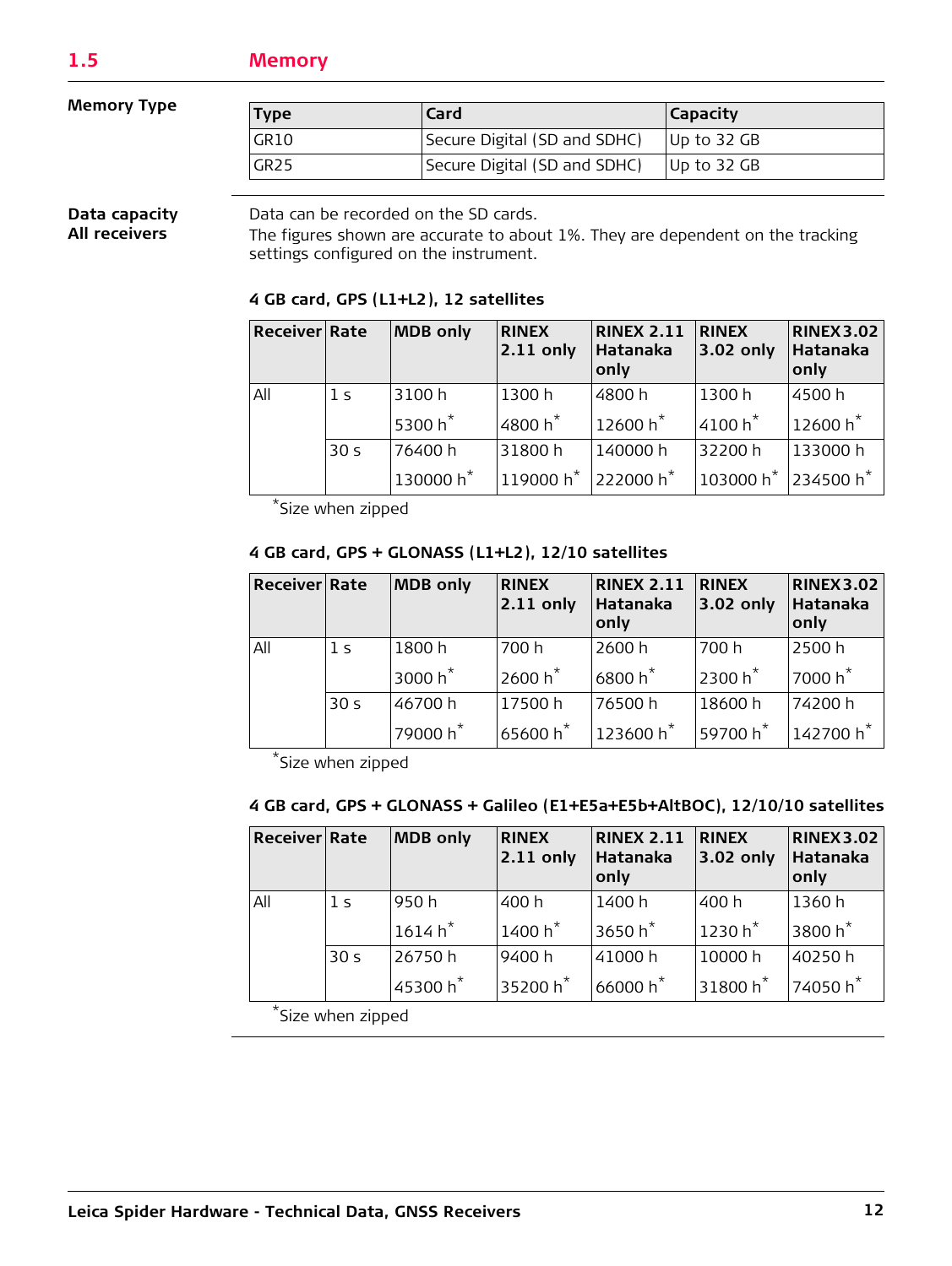## 1.5 Memory

**Memory Type**

| Type | Card | Capacity |
|---|---|---|
| GR10 | Secure Digital (SD and SDHC) | Up to 32 GB |
| GR25 | Secure Digital (SD and SDHC) | Up to 32 GB |

**Data capacity**
**All receivers**

Data can be recorded on the SD cards.
The figures shown are accurate to about 1%. They are dependent on the tracking settings configured on the instrument.

**4 GB card, GPS (L1+L2), 12 satellites**

| Receiver | Rate | MDB only | RINEX 2.11 only | RINEX 2.11 Hatanaka only | RINEX 3.02 only | RINEX3.02 Hatanaka only |
|---|---|---|---|---|---|---|
| All | 1 s | 3100 h<br>5300 h* | 1300 h<br>4800 h* | 4800 h<br>12600 h* | 1300 h<br>4100 h* | 4500 h<br>12600 h* |
| | 30 s | 76400 h<br>130000 h* | 31800 h<br>119000 h* | 140000 h<br>222000 h* | 32200 h<br>103000 h* | 133000 h<br>234500 h* |

*Size when zipped

**4 GB card, GPS + GLONASS (L1+L2), 12/10 satellites**

| Receiver | Rate | MDB only | RINEX 2.11 only | RINEX 2.11 Hatanaka only | RINEX 3.02 only | RINEX3.02 Hatanaka only |
|---|---|---|---|---|---|---|
| All | 1 s | 1800 h<br>3000 h* | 700 h<br>2600 h* | 2600 h<br>6800 h* | 700 h<br>2300 h* | 2500 h<br>7000 h* |
| | 30 s | 46700 h<br>79000 h* | 17500 h<br>65600 h* | 76500 h<br>123600 h* | 18600 h<br>59700 h* | 74200 h<br>142700 h* |

*Size when zipped

**4 GB card, GPS + GLONASS + Galileo (E1+E5a+E5b+AltBOC), 12/10/10 satellites**

| Receiver | Rate | MDB only | RINEX 2.11 only | RINEX 2.11 Hatanaka only | RINEX 3.02 only | RINEX3.02 Hatanaka only |
|---|---|---|---|---|---|---|
| All | 1 s | 950 h<br>1614 h* | 400 h<br>1400 h* | 1400 h<br>3650 h* | 400 h<br>1230 h* | 1360 h<br>3800 h* |
| | 30 s | 26750 h<br>45300 h* | 9400 h<br>35200 h* | 41000 h<br>66000 h* | 10000 h<br>31800 h* | 40250 h<br>74050 h* |

*Size when zipped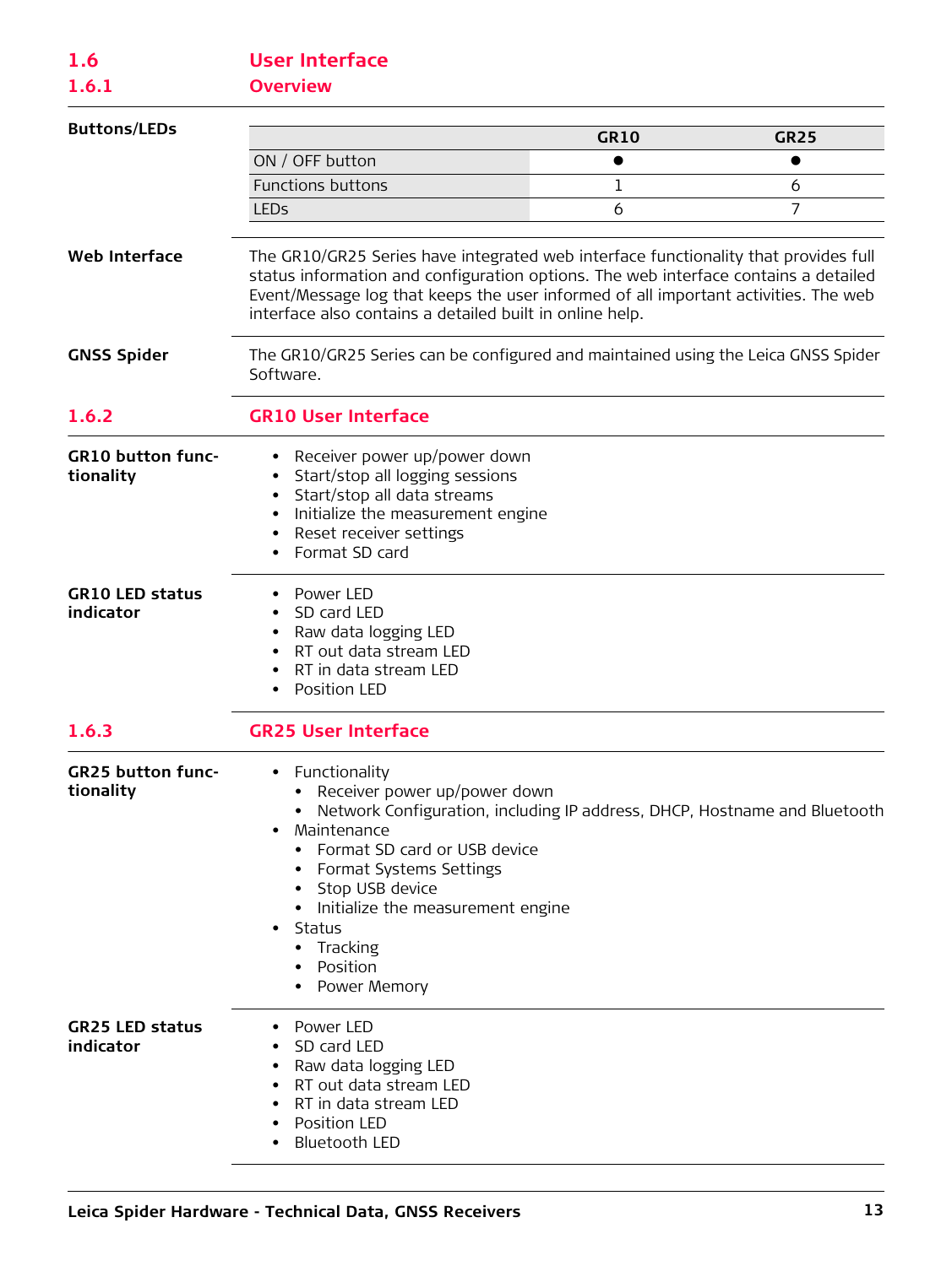## 1.6 User Interface

### 1.6.1 Overview

**Buttons/LEDs**

| | GR10 | GR25 |
|---|---|---|
| ON / OFF button | ● | ● |
| Functions buttons | 1 | 6 |
| LEDs | 6 | 7 |

**Web Interface**

The GR10/GR25 Series have integrated web interface functionality that provides full status information and configuration options. The web interface contains a detailed Event/Message log that keeps the user informed of all important activities. The web interface also contains a detailed built in online help.

**GNSS Spider**

The GR10/GR25 Series can be configured and maintained using the Leica GNSS Spider Software.

### 1.6.2 GR10 User Interface

**GR10 button functionality**

- Receiver power up/power down
- Start/stop all logging sessions
- Start/stop all data streams
- Initialize the measurement engine
- Reset receiver settings
- Format SD card

**GR10 LED status indicator**

- Power LED
- SD card LED
- Raw data logging LED
- RT out data stream LED
- RT in data stream LED
- Position LED

### 1.6.3 GR25 User Interface

**GR25 button functionality**

- Functionality
  - Receiver power up/power down
  - Network Configuration, including IP address, DHCP, Hostname and Bluetooth
- Maintenance
  - Format SD card or USB device
  - Format Systems Settings
  - Stop USB device
  - Initialize the measurement engine
- Status
  - Tracking
  - Position
  - Power Memory

**GR25 LED status indicator**

- Power LED
- SD card LED
- Raw data logging LED
- RT out data stream LED
- RT in data stream LED
- Position LED
- Bluetooth LED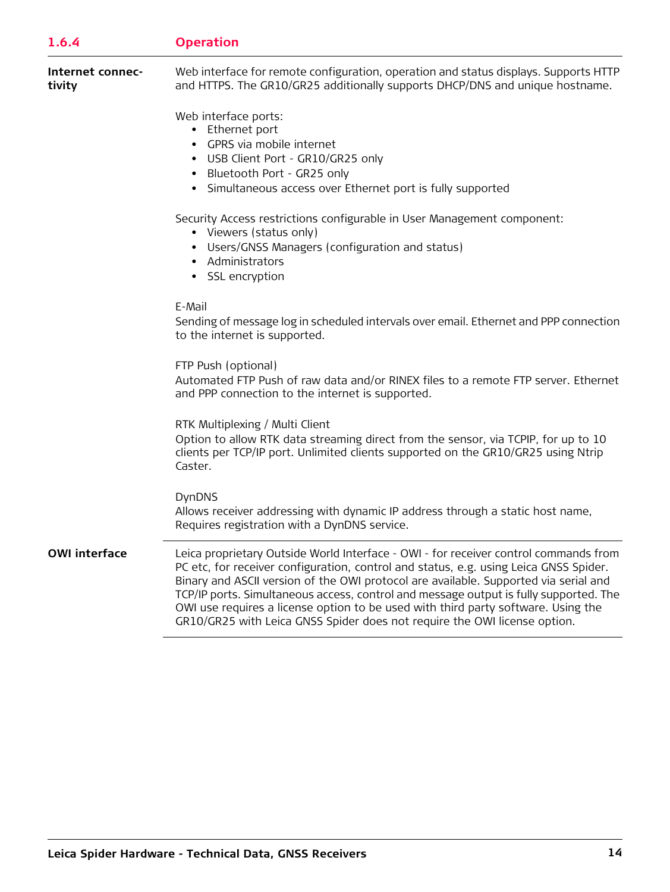### 1.6.4 Operation

**Internet connectivity**

Web interface for remote configuration, operation and status displays. Supports HTTP and HTTPS. The GR10/GR25 additionally supports DHCP/DNS and unique hostname.

Web interface ports:

- Ethernet port
- GPRS via mobile internet
- USB Client Port - GR10/GR25 only
- Bluetooth Port - GR25 only
- Simultaneous access over Ethernet port is fully supported

Security Access restrictions configurable in User Management component:

- Viewers (status only)
- Users/GNSS Managers (configuration and status)
- Administrators
- SSL encryption

E-Mail
Sending of message log in scheduled intervals over email. Ethernet and PPP connection to the internet is supported.

FTP Push (optional)
Automated FTP Push of raw data and/or RINEX files to a remote FTP server. Ethernet and PPP connection to the internet is supported.

RTK Multiplexing / Multi Client
Option to allow RTK data streaming direct from the sensor, via TCPIP, for up to 10 clients per TCP/IP port. Unlimited clients supported on the GR10/GR25 using Ntrip Caster.

DynDNS
Allows receiver addressing with dynamic IP address through a static host name, Requires registration with a DynDNS service.

**OWI interface**

Leica proprietary Outside World Interface - OWI - for receiver control commands from PC etc, for receiver configuration, control and status, e.g. using Leica GNSS Spider. Binary and ASCII version of the OWI protocol are available. Supported via serial and TCP/IP ports. Simultaneous access, control and message output is fully supported. The OWI use requires a license option to be used with third party software. Using the GR10/GR25 with Leica GNSS Spider does not require the OWI license option.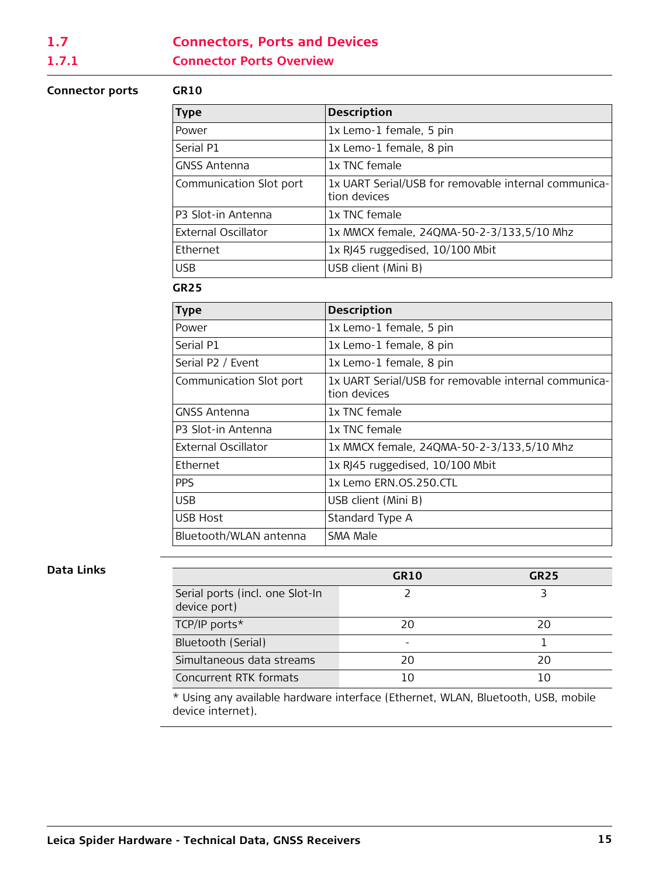## 1.7 Connectors, Ports and Devices

### 1.7.1 Connector Ports Overview

**Connector ports**

**GR10**

| Type | Description |
|---|---|
| Power | 1x Lemo-1 female, 5 pin |
| Serial P1 | 1x Lemo-1 female, 8 pin |
| GNSS Antenna | 1x TNC female |
| Communication Slot port | 1x UART Serial/USB for removable internal communication devices |
| P3 Slot-in Antenna | 1x TNC female |
| External Oscillator | 1x MMCX female, 24QMA-50-2-3/133,5/10 Mhz |
| Ethernet | 1x RJ45 ruggedised, 10/100 Mbit |
| USB | USB client (Mini B) |

**GR25**

| Type | Description |
|---|---|
| Power | 1x Lemo-1 female, 5 pin |
| Serial P1 | 1x Lemo-1 female, 8 pin |
| Serial P2 / Event | 1x Lemo-1 female, 8 pin |
| Communication Slot port | 1x UART Serial/USB for removable internal communication devices |
| GNSS Antenna | 1x TNC female |
| P3 Slot-in Antenna | 1x TNC female |
| External Oscillator | 1x MMCX female, 24QMA-50-2-3/133,5/10 Mhz |
| Ethernet | 1x RJ45 ruggedised, 10/100 Mbit |
| PPS | 1x Lemo ERN.OS.250.CTL |
| USB | USB client (Mini B) |
| USB Host | Standard Type A |
| Bluetooth/WLAN antenna | SMA Male |

**Data Links**

| | GR10 | GR25 |
|---|---|---|
| Serial ports (incl. one Slot-In device port) | 2 | 3 |
| TCP/IP ports* | 20 | 20 |
| Bluetooth (Serial) | - | 1 |
| Simultaneous data streams | 20 | 20 |
| Concurrent RTK formats | 10 | 10 |

* Using any available hardware interface (Ethernet, WLAN, Bluetooth, USB, mobile device internet).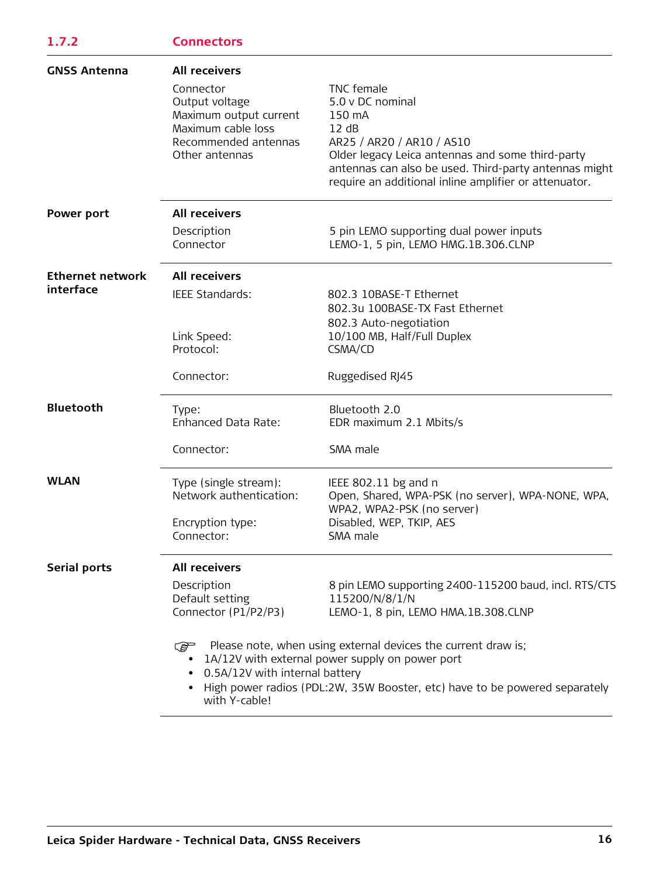### 1.7.2 Connectors

**GNSS Antenna**

**All receivers**

| | |
|---|---|
| Connector | TNC female |
| Output voltage | 5.0 v DC nominal |
| Maximum output current | 150 mA |
| Maximum cable loss | 12 dB |
| Recommended antennas | AR25 / AR20 / AR10 / AS10 |
| Other antennas | Older legacy Leica antennas and some third-party antennas can also be used. Third-party antennas might require an additional inline amplifier or attenuator. |

**Power port**

**All receivers**

| | |
|---|---|
| Description | 5 pin LEMO supporting dual power inputs |
| Connector | LEMO-1, 5 pin, LEMO HMG.1B.306.CLNP |

**Ethernet network interface**

**All receivers**

| | |
|---|---|
| IEEE Standards: | 802.3 10BASE-T Ethernet<br>802.3u 100BASE-TX Fast Ethernet<br>802.3 Auto-negotiation |
| Link Speed: | 10/100 MB, Half/Full Duplex |
| Protocol: | CSMA/CD |
| Connector: | Ruggedised RJ45 |

**Bluetooth**

| | |
|---|---|
| Type: | Bluetooth 2.0 |
| Enhanced Data Rate: | EDR maximum 2.1 Mbits/s |
| Connector: | SMA male |

**WLAN**

| | |
|---|---|
| Type (single stream): | IEEE 802.11 bg and n |
| Network authentication: | Open, Shared, WPA-PSK (no server), WPA-NONE, WPA, WPA2, WPA2-PSK (no server) |
| Encryption type: | Disabled, WEP, TKIP, AES |
| Connector: | SMA male |

**Serial ports**

**All receivers**

| | |
|---|---|
| Description | 8 pin LEMO supporting 2400-115200 baud, incl. RTS/CTS |
| Default setting | 115200/N/8/1/N |
| Connector (P1/P2/P3) | LEMO-1, 8 pin, LEMO HMA.1B.308.CLNP |

☞ Please note, when using external devices the current draw is;

- 1A/12V with external power supply on power port
- 0.5A/12V with internal battery
- High power radios (PDL:2W, 35W Booster, etc) have to be powered separately with Y-cable!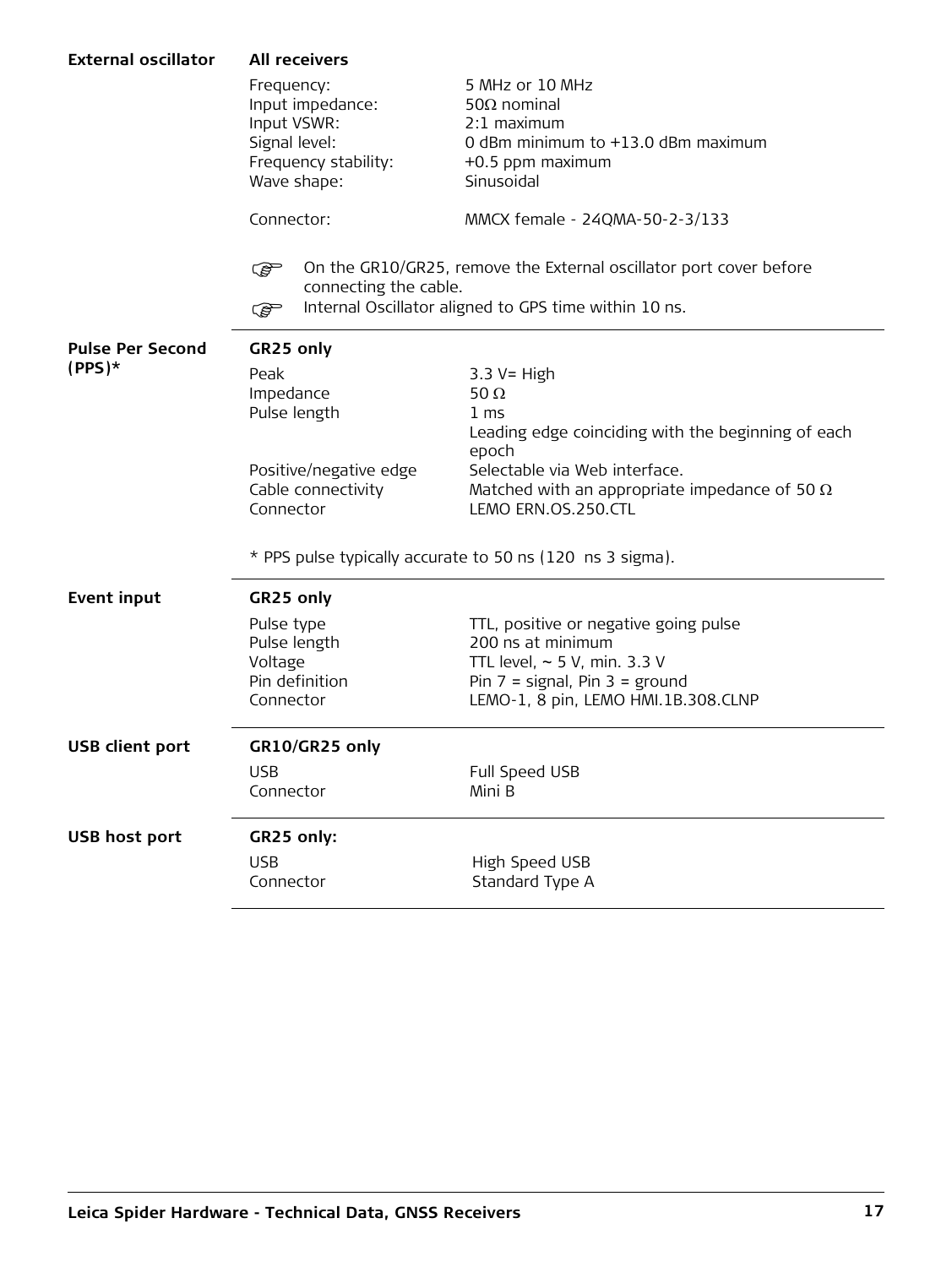| | | |
|---|---|---|
| **External oscillator** | **All receivers** | |
| | Frequency: | 5 MHz or 10 MHz |
| | Input impedance: | 50Ω nominal |
| | Input VSWR: | 2:1 maximum |
| | Signal level: | 0 dBm minimum to +13.0 dBm maximum |
| | Frequency stability: | +0.5 ppm maximum |
| | Wave shape: | Sinusoidal |
| | Connector: | MMCX female - 24QMA-50-2-3/133 |

☞ On the GR10/GR25, remove the External oscillator port cover before connecting the cable.

☞ Internal Oscillator aligned to GPS time within 10 ns.

| | | |
|---|---|---|
| **Pulse Per Second (PPS)*** | **GR25 only** | |
| | Peak | 3.3 V= High |
| | Impedance | 50 Ω |
| | Pulse length | 1 ms<br>Leading edge coinciding with the beginning of each epoch |
| | Positive/negative edge | Selectable via Web interface. |
| | Cable connectivity | Matched with an appropriate impedance of 50 Ω |
| | Connector | LEMO ERN.OS.250.CTL |

* PPS pulse typically accurate to 50 ns (120 ns 3 sigma).

| | | |
|---|---|---|
| **Event input** | **GR25 only** | |
| | Pulse type | TTL, positive or negative going pulse |
| | Pulse length | 200 ns at minimum |
| | Voltage | TTL level, ~ 5 V, min. 3.3 V |
| | Pin definition | Pin 7 = signal, Pin 3 = ground |
| | Connector | LEMO-1, 8 pin, LEMO HMI.1B.308.CLNP |

| | | |
|---|---|---|
| **USB client port** | **GR10/GR25 only** | |
| | USB | Full Speed USB |
| | Connector | Mini B |

| | | |
|---|---|---|
| **USB host port** | **GR25 only:** | |
| | USB | High Speed USB |
| | Connector | Standard Type A |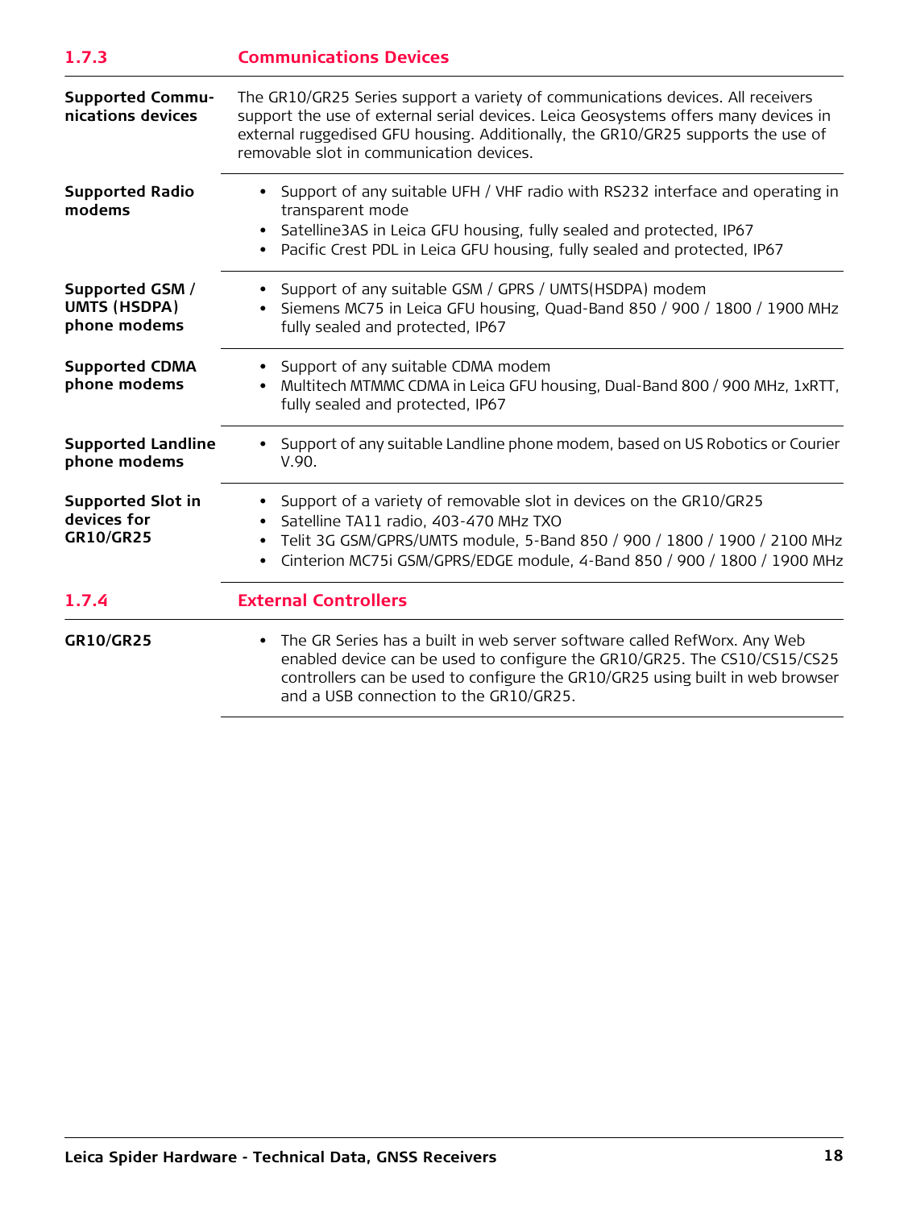### 1.7.3 Communications Devices

| | |
|---|---|
| **Supported Communications devices** | The GR10/GR25 Series support a variety of communications devices. All receivers support the use of external serial devices. Leica Geosystems offers many devices in external ruggedised GFU housing. Additionally, the GR10/GR25 supports the use of removable slot in communication devices. |
| **Supported Radio modems** | • Support of any suitable UFH / VHF radio with RS232 interface and operating in transparent mode<br>• Satelline3AS in Leica GFU housing, fully sealed and protected, IP67<br>• Pacific Crest PDL in Leica GFU housing, fully sealed and protected, IP67 |
| **Supported GSM / UMTS (HSDPA) phone modems** | • Support of any suitable GSM / GPRS / UMTS(HSDPA) modem<br>• Siemens MC75 in Leica GFU housing, Quad-Band 850 / 900 / 1800 / 1900 MHz fully sealed and protected, IP67 |
| **Supported CDMA phone modems** | • Support of any suitable CDMA modem<br>• Multitech MTMMC CDMA in Leica GFU housing, Dual-Band 800 / 900 MHz, 1xRTT, fully sealed and protected, IP67 |
| **Supported Landline phone modems** | • Support of any suitable Landline phone modem, based on US Robotics or Courier V.90. |
| **Supported Slot in devices for GR10/GR25** | • Support of a variety of removable slot in devices on the GR10/GR25<br>• Satelline TA11 radio, 403-470 MHz TXO<br>• Telit 3G GSM/GPRS/UMTS module, 5-Band 850 / 900 / 1800 / 1900 / 2100 MHz<br>• Cinterion MC75i GSM/GPRS/EDGE module, 4-Band 850 / 900 / 1800 / 1900 MHz |

### 1.7.4 External Controllers

| | |
|---|---|
| **GR10/GR25** | • The GR Series has a built in web server software called RefWorx. Any Web enabled device can be used to configure the GR10/GR25. The CS10/CS15/CS25 controllers can be used to configure the GR10/GR25 using built in web browser and a USB connection to the GR10/GR25. |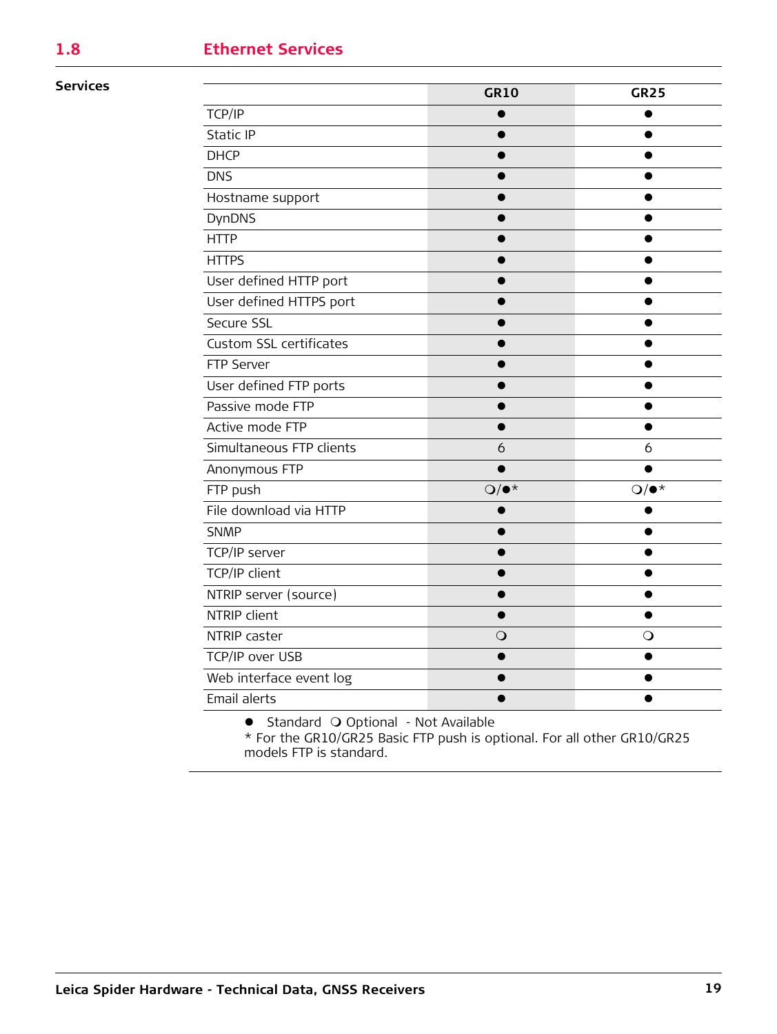## 1.8 Ethernet Services

**Services**

| | GR10 | GR25 |
|---|---|---|
| TCP/IP | ● | ● |
| Static IP | ● | ● |
| DHCP | ● | ● |
| DNS | ● | ● |
| Hostname support | ● | ● |
| DynDNS | ● | ● |
| HTTP | ● | ● |
| HTTPS | ● | ● |
| User defined HTTP port | ● | ● |
| User defined HTTPS port | ● | ● |
| Secure SSL | ● | ● |
| Custom SSL certificates | ● | ● |
| FTP Server | ● | ● |
| User defined FTP ports | ● | ● |
| Passive mode FTP | ● | ● |
| Active mode FTP | ● | ● |
| Simultaneous FTP clients | 6 | 6 |
| Anonymous FTP | ● | ● |
| FTP push | ❍/●* | ❍/●* |
| File download via HTTP | ● | ● |
| SNMP | ● | ● |
| TCP/IP server | ● | ● |
| TCP/IP client | ● | ● |
| NTRIP server (source) | ● | ● |
| NTRIP client | ● | ● |
| NTRIP caster | ❍ | ❍ |
| TCP/IP over USB | ● | ● |
| Web interface event log | ● | ● |
| Email alerts | ● | ● |

● Standard ❍ Optional - Not Available
* For the GR10/GR25 Basic FTP push is optional. For all other GR10/GR25 models FTP is standard.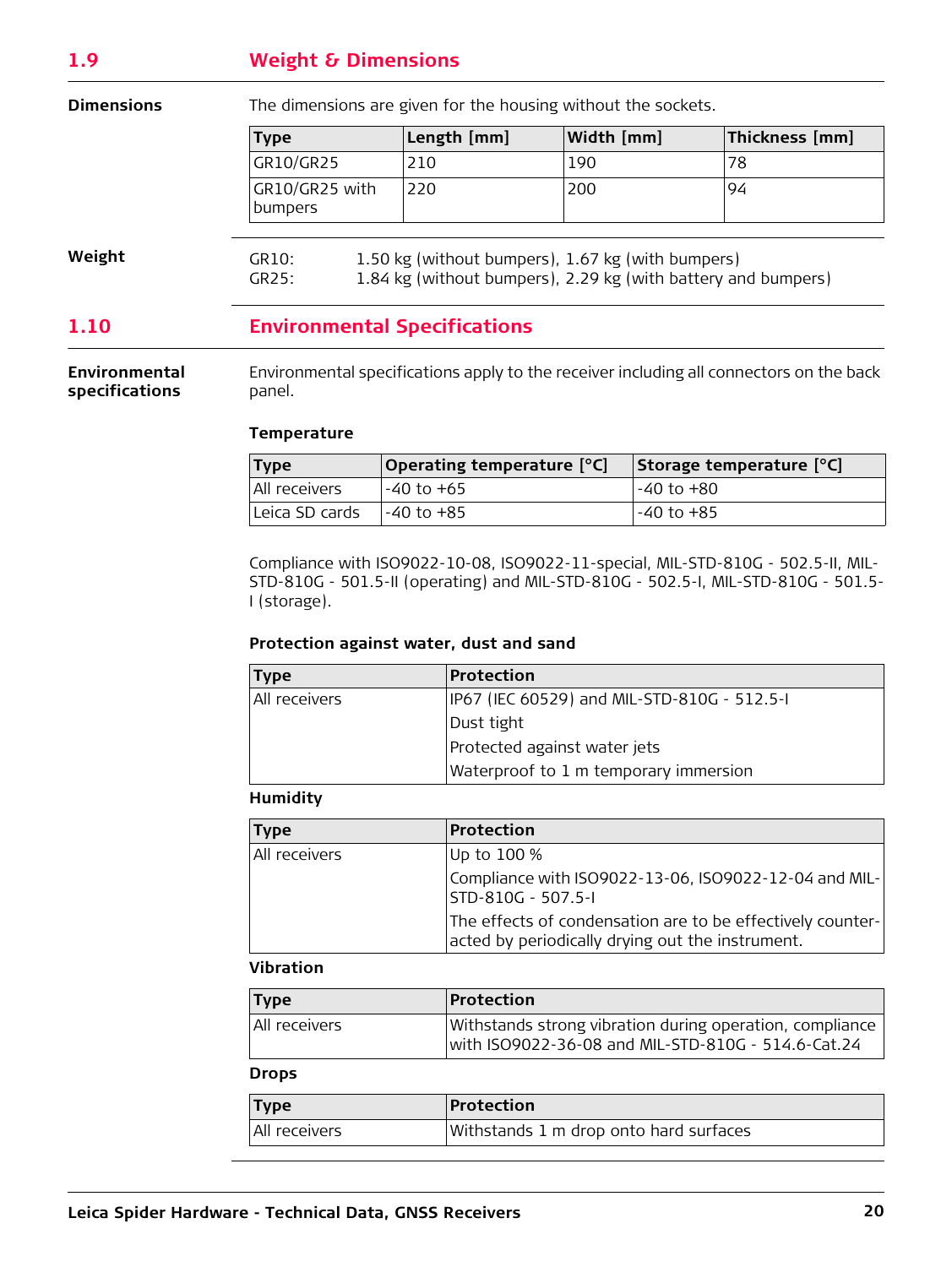## 1.9 Weight & Dimensions

**Dimensions**

The dimensions are given for the housing without the sockets.

| Type | Length [mm] | Width [mm] | Thickness [mm] |
|---|---|---|---|
| GR10/GR25 | 210 | 190 | 78 |
| GR10/GR25 with bumpers | 220 | 200 | 94 |

**Weight**

GR10: 1.50 kg (without bumpers), 1.67 kg (with bumpers)
GR25: 1.84 kg (without bumpers), 2.29 kg (with battery and bumpers)

## 1.10 Environmental Specifications

**Environmental specifications**

Environmental specifications apply to the receiver including all connectors on the back panel.

**Temperature**

| Type | Operating temperature [°C] | Storage temperature [°C] |
|---|---|---|
| All receivers | -40 to +65 | -40 to +80 |
| Leica SD cards | -40 to +85 | -40 to +85 |

Compliance with ISO9022-10-08, ISO9022-11-special, MIL-STD-810G - 502.5-II, MIL-STD-810G - 501.5-II (operating) and MIL-STD-810G - 502.5-I, MIL-STD-810G - 501.5-I (storage).

**Protection against water, dust and sand**

| Type | Protection |
|---|---|
| All receivers | IP67 (IEC 60529) and MIL-STD-810G - 512.5-I |
| | Dust tight |
| | Protected against water jets |
| | Waterproof to 1 m temporary immersion |

**Humidity**

| Type | Protection |
|---|---|
| All receivers | Up to 100 % |
| | Compliance with ISO9022-13-06, ISO9022-12-04 and MIL-STD-810G - 507.5-I |
| | The effects of condensation are to be effectively counteracted by periodically drying out the instrument. |

**Vibration**

| Type | Protection |
|---|---|
| All receivers | Withstands strong vibration during operation, compliance with ISO9022-36-08 and MIL-STD-810G - 514.6-Cat.24 |

**Drops**

| Type | Protection |
|---|---|
| All receivers | Withstands 1 m drop onto hard surfaces |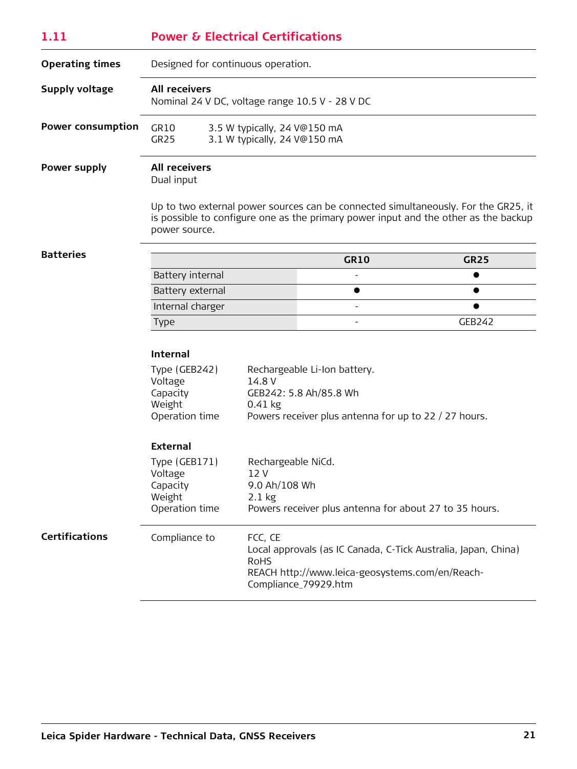## 1.11 Power & Electrical Certifications

**Operating times**

Designed for continuous operation.

**Supply voltage**

**All receivers**
Nominal 24 V DC, voltage range 10.5 V - 28 V DC

**Power consumption**

| | |
|---|---|
| GR10 | 3.5 W typically, 24 V@150 mA |
| GR25 | 3.1 W typically, 24 V@150 mA |

**Power supply**

**All receivers**
Dual input

Up to two external power sources can be connected simultaneously. For the GR25, it is possible to configure one as the primary power input and the other as the backup power source.

**Batteries**

| | GR10 | GR25 |
|---|---|---|
| Battery internal | - | ● |
| Battery external | ● | ● |
| Internal charger | - | ● |
| Type | - | GEB242 |

**Internal**

| | |
|---|---|
| Type (GEB242) | Rechargeable Li-Ion battery. |
| Voltage | 14.8 V |
| Capacity | GEB242: 5.8 Ah/85.8 Wh |
| Weight | 0.41 kg |
| Operation time | Powers receiver plus antenna for up to 22 / 27 hours. |

**External**

| | |
|---|---|
| Type (GEB171) | Rechargeable NiCd. |
| Voltage | 12 V |
| Capacity | 9.0 Ah/108 Wh |
| Weight | 2.1 kg |
| Operation time | Powers receiver plus antenna for about 27 to 35 hours. |

**Certifications**

Compliance to

FCC, CE
Local approvals (as IC Canada, C-Tick Australia, Japan, China)
RoHS
REACH http://www.leica-geosystems.com/en/Reach-Compliance_79929.htm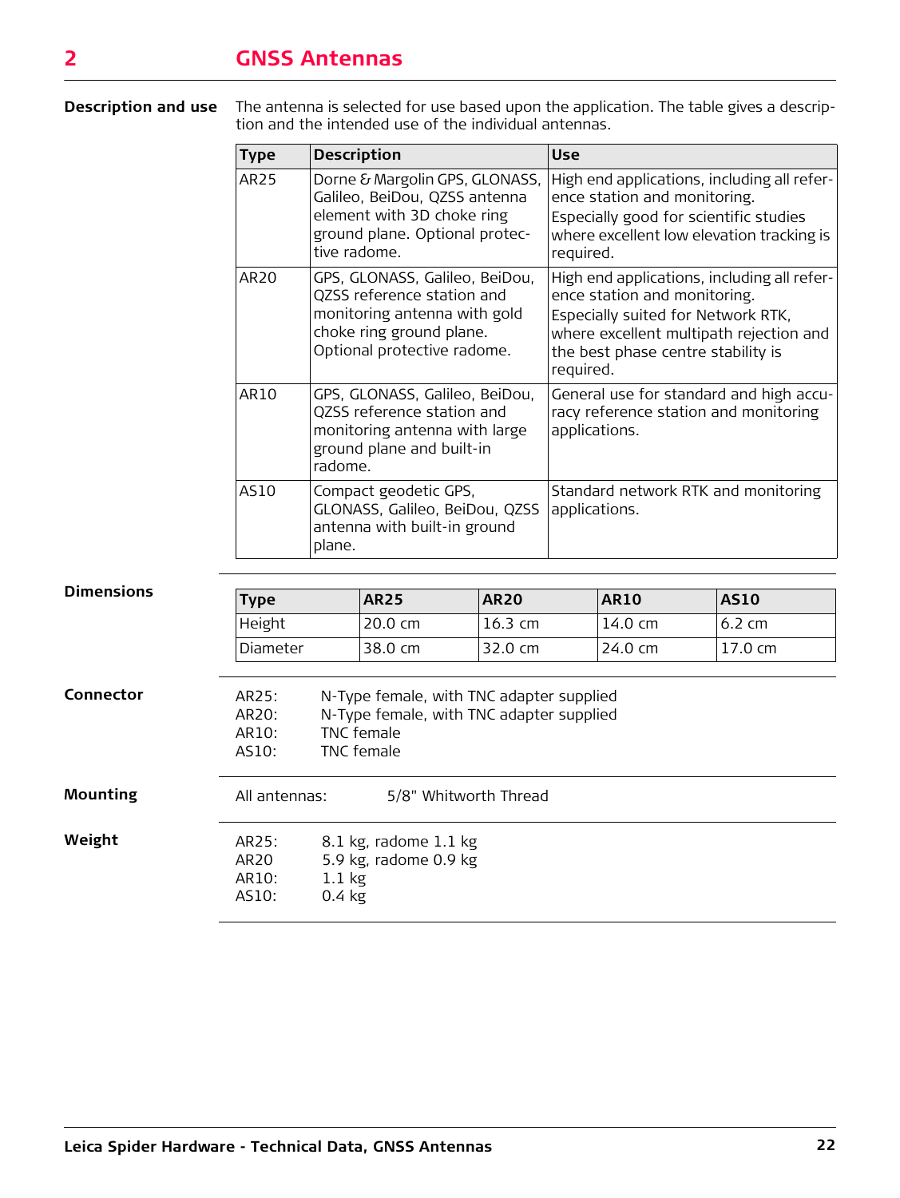# 2 GNSS Antennas

**Description and use**

The antenna is selected for use based upon the application. The table gives a description and the intended use of the individual antennas.

| Type | Description | Use |
|---|---|---|
| AR25 | Dorne & Margolin GPS, GLONASS, Galileo, BeiDou, QZSS antenna element with 3D choke ring ground plane. Optional protective radome. | High end applications, including all reference station and monitoring. Especially good for scientific studies where excellent low elevation tracking is required. |
| AR20 | GPS, GLONASS, Galileo, BeiDou, QZSS reference station and monitoring antenna with gold choke ring ground plane. Optional protective radome. | High end applications, including all reference station and monitoring. Especially suited for Network RTK, where excellent multipath rejection and the best phase centre stability is required. |
| AR10 | GPS, GLONASS, Galileo, BeiDou, QZSS reference station and monitoring antenna with large ground plane and built-in radome. | General use for standard and high accuracy reference station and monitoring applications. |
| AS10 | Compact geodetic GPS, GLONASS, Galileo, BeiDou, QZSS antenna with built-in ground plane. | Standard network RTK and monitoring applications. |

**Dimensions**

| Type | AR25 | AR20 | AR10 | AS10 |
|---|---|---|---|---|
| Height | 20.0 cm | 16.3 cm | 14.0 cm | 6.2 cm |
| Diameter | 38.0 cm | 32.0 cm | 24.0 cm | 17.0 cm |

**Connector**

AR25: N-Type female, with TNC adapter supplied
AR20: N-Type female, with TNC adapter supplied
AR10: TNC female
AS10: TNC female

**Mounting**

All antennas: 5/8" Whitworth Thread

**Weight**

AR25: 8.1 kg, radome 1.1 kg
AR20 5.9 kg, radome 0.9 kg
AR10: 1.1 kg
AS10: 0.4 kg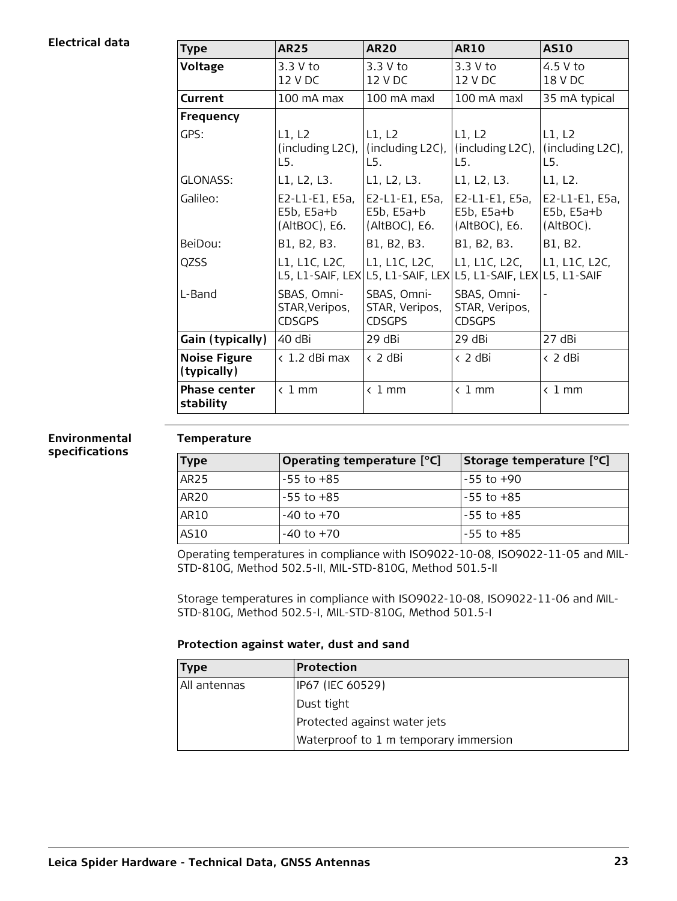### Electrical data

| Type | AR25 | AR20 | AR10 | AS10 |
|---|---|---|---|---|
| **Voltage** | 3.3 V to 12 V DC | 3.3 V to 12 V DC | 3.3 V to 12 V DC | 4.5 V to 18 V DC |
| **Current** | 100 mA max | 100 mA maxl | 100 mA maxl | 35 mA typical |
| **Frequency** | | | | |
| GPS: | L1, L2 (including L2C), L5. | L1, L2 (including L2C), L5. | L1, L2 (including L2C), L5. | L1, L2 (including L2C), L5. |
| GLONASS: | L1, L2, L3. | L1, L2, L3. | L1, L2, L3. | L1, L2. |
| Galileo: | E2-L1-E1, E5a, E5b, E5a+b (AltBOC), E6. | E2-L1-E1, E5a, E5b, E5a+b (AltBOC), E6. | E2-L1-E1, E5a, E5b, E5a+b (AltBOC), E6. | E2-L1-E1, E5a, E5b, E5a+b (AltBOC). |
| BeiDou: | B1, B2, B3. | B1, B2, B3. | B1, B2, B3. | B1, B2. |
| QZSS | L1, L1C, L2C, L5, L1-SAIF, LEX | L1, L1C, L2C, L5, L1-SAIF, LEX | L1, L1C, L2C, L5, L1-SAIF, LEX | L1, L1C, L2C, L5, L1-SAIF |
| L-Band | SBAS, Omni-STAR,Veripos, CDSGPS | SBAS, Omni-STAR, Veripos, CDSGPS | SBAS, Omni-STAR, Veripos, CDSGPS | - |
| **Gain (typically)** | 40 dBi | 29 dBi | 29 dBi | 27 dBi |
| **Noise Figure (typically)** | < 1.2 dBi max | < 2 dBi | < 2 dBi | < 2 dBi |
| **Phase center stability** | < 1 mm | < 1 mm | < 1 mm | < 1 mm |

### Environmental specifications

**Temperature**

| Type | Operating temperature [°C] | Storage temperature [°C] |
|---|---|---|
| AR25 | -55 to +85 | -55 to +90 |
| AR20 | -55 to +85 | -55 to +85 |
| AR10 | -40 to +70 | -55 to +85 |
| AS10 | -40 to +70 | -55 to +85 |

Operating temperatures in compliance with ISO9022-10-08, ISO9022-11-05 and MIL-STD-810G, Method 502.5-II, MIL-STD-810G, Method 501.5-II

Storage temperatures in compliance with ISO9022-10-08, ISO9022-11-06 and MIL-STD-810G, Method 502.5-I, MIL-STD-810G, Method 501.5-I

**Protection against water, dust and sand**

| Type | Protection |
|---|---|
| All antennas | IP67 (IEC 60529) |
| | Dust tight |
| | Protected against water jets |
| | Waterproof to 1 m temporary immersion |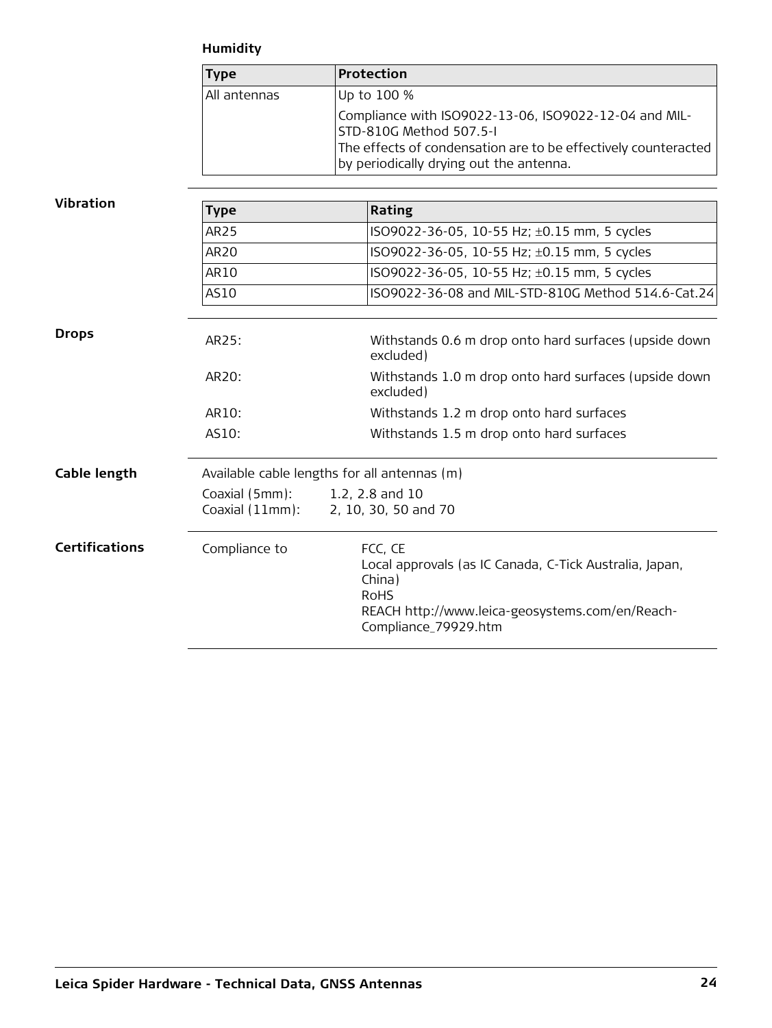#### Humidity

| Type | Protection |
|---|---|
| All antennas | Up to 100 % |
| | Compliance with ISO9022-13-06, ISO9022-12-04 and MIL-STD-810G Method 507.5-I<br>The effects of condensation are to be effectively counteracted by periodically drying out the antenna. |

### Vibration

| Type | Rating |
|---|---|
| AR25 | ISO9022-36-05, 10-55 Hz; ±0.15 mm, 5 cycles |
| AR20 | ISO9022-36-05, 10-55 Hz; ±0.15 mm, 5 cycles |
| AR10 | ISO9022-36-05, 10-55 Hz; ±0.15 mm, 5 cycles |
| AS10 | ISO9022-36-08 and MIL-STD-810G Method 514.6-Cat.24 |

### Drops

| | |
|---|---|
| AR25: | Withstands 0.6 m drop onto hard surfaces (upside down excluded) |
| AR20: | Withstands 1.0 m drop onto hard surfaces (upside down excluded) |
| AR10: | Withstands 1.2 m drop onto hard surfaces |
| AS10: | Withstands 1.5 m drop onto hard surfaces |

### Cable length

Available cable lengths for all antennas (m)

| | |
|---|---|
| Coaxial (5mm): | 1.2, 2.8 and 10 |
| Coaxial (11mm): | 2, 10, 30, 50 and 70 |

### Certifications

| | |
|---|---|
| Compliance to | FCC, CE<br>Local approvals (as IC Canada, C-Tick Australia, Japan, China)<br>RoHS<br>REACH http://www.leica-geosystems.com/en/Reach-Compliance_79929.htm |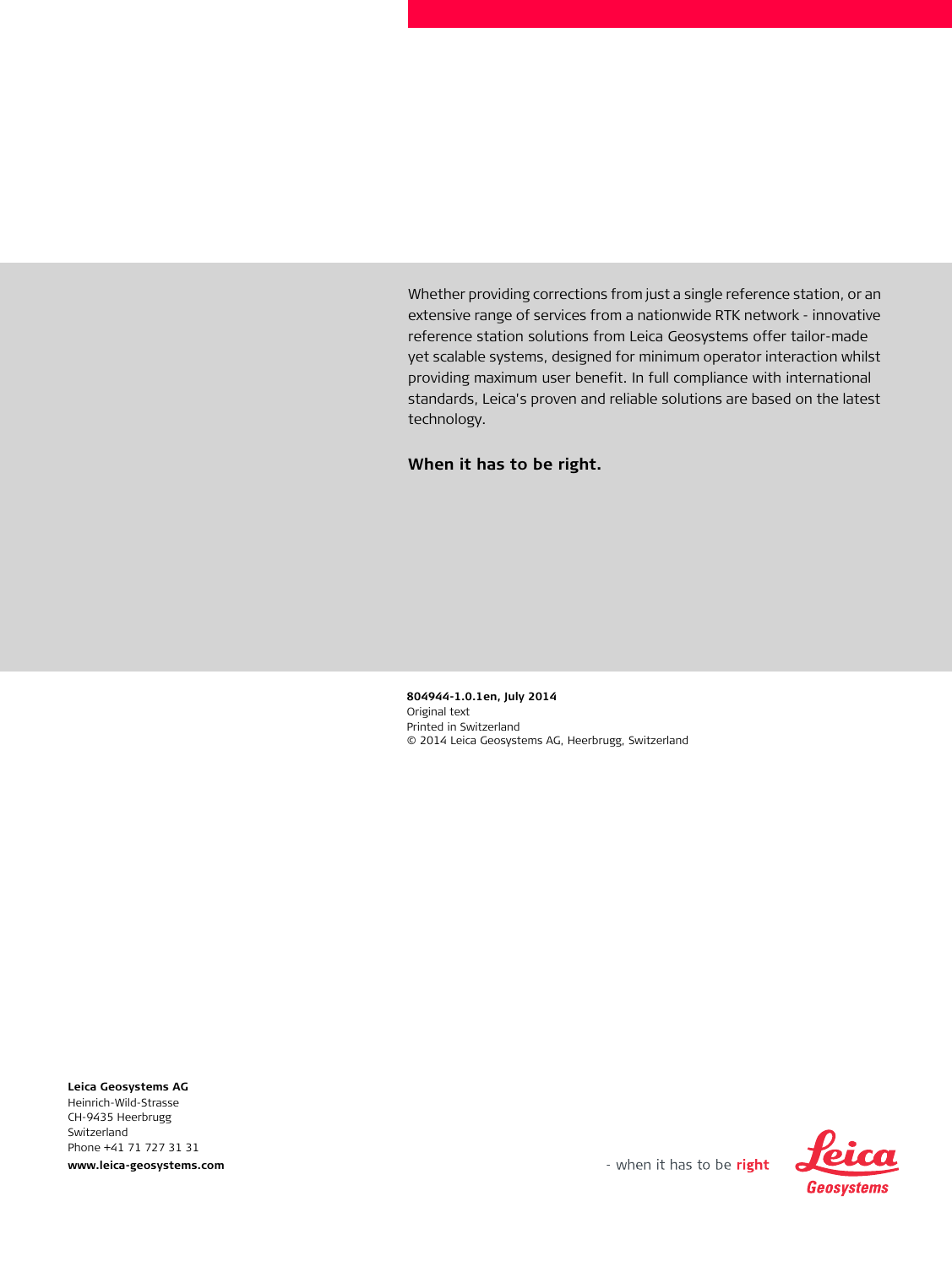Whether providing corrections from just a single reference station, or an extensive range of services from a nationwide RTK network - innovative reference station solutions from Leica Geosystems offer tailor-made yet scalable systems, designed for minimum operator interaction whilst providing maximum user benefit. In full compliance with international standards, Leica's proven and reliable solutions are based on the latest technology.

**When it has to be right.**

**804944-1.0.1en, July 2014**
Original text
Printed in Switzerland
© 2014 Leica Geosystems AG, Heerbrugg, Switzerland

**Leica Geosystems AG**
Heinrich-Wild-Strasse
CH-9435 Heerbrugg
Switzerland
Phone +41 71 727 31 31

**www.leica-geosystems.com**

- when it has to be **right**

Leica Geosystems